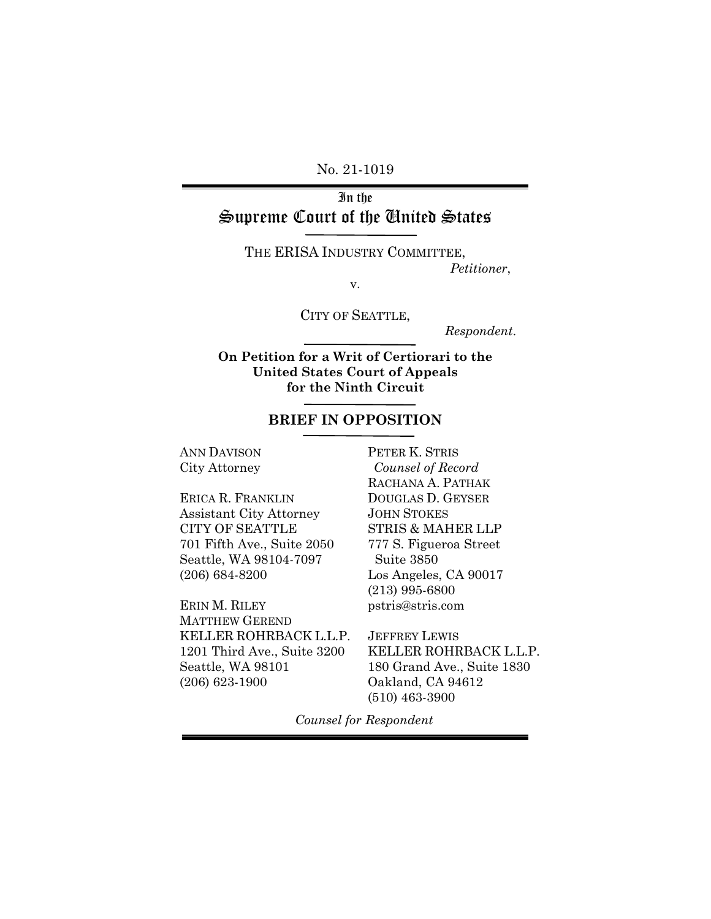No. 21-1019

In the
# Supreme Court of the United States

THE ERISA INDUSTRY COMMITTEE,
*Petitioner*,

v.

CITY OF SEATTLE,
*Respondent*.

**On Petition for a Writ of Certiorari to the United States Court of Appeals for the Ninth Circuit**

## BRIEF IN OPPOSITION

ANN DAVISON
City Attorney

ERICA R. FRANKLIN
Assistant City Attorney
CITY OF SEATTLE
701 Fifth Ave., Suite 2050
Seattle, WA 98104-7097
(206) 684-8200

ERIN M. RILEY
MATTHEW GEREND
KELLER ROHRBACK L.L.P.
1201 Third Ave., Suite 3200
Seattle, WA 98101
(206) 623-1900

PETER K. STRIS
*Counsel of Record*
RACHANA A. PATHAK
DOUGLAS D. GEYSER
JOHN STOKES
STRIS & MAHER LLP
777 S. Figueroa Street
Suite 3850
Los Angeles, CA 90017
(213) 995-6800
pstris@stris.com

JEFFREY LEWIS
KELLER ROHRBACK L.L.P.
180 Grand Ave., Suite 1830
Oakland, CA 94612
(510) 463-3900

*Counsel for Respondent*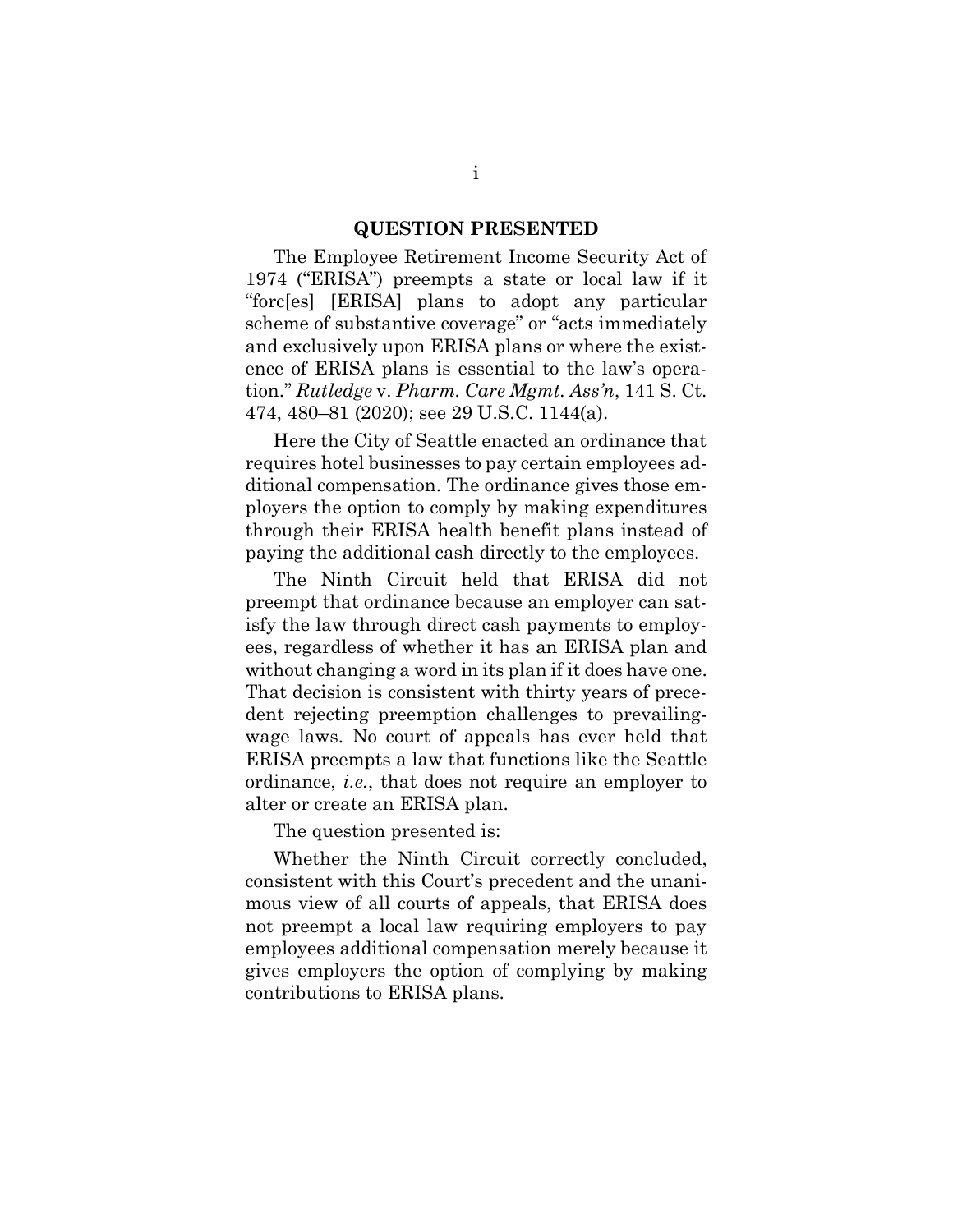## QUESTION PRESENTED

The Employee Retirement Income Security Act of 1974 ("ERISA") preempts a state or local law if it "forc[es] [ERISA] plans to adopt any particular scheme of substantive coverage" or "acts immediately and exclusively upon ERISA plans or where the existence of ERISA plans is essential to the law's operation." *Rutledge* v. *Pharm. Care Mgmt. Ass'n*, 141 S. Ct. 474, 480–81 (2020); see 29 U.S.C. 1144(a).

Here the City of Seattle enacted an ordinance that requires hotel businesses to pay certain employees additional compensation. The ordinance gives those employers the option to comply by making expenditures through their ERISA health benefit plans instead of paying the additional cash directly to the employees.

The Ninth Circuit held that ERISA did not preempt that ordinance because an employer can satisfy the law through direct cash payments to employees, regardless of whether it has an ERISA plan and without changing a word in its plan if it does have one. That decision is consistent with thirty years of precedent rejecting preemption challenges to prevailing-wage laws. No court of appeals has ever held that ERISA preempts a law that functions like the Seattle ordinance, *i.e.*, that does not require an employer to alter or create an ERISA plan.

The question presented is:

Whether the Ninth Circuit correctly concluded, consistent with this Court's precedent and the unanimous view of all courts of appeals, that ERISA does not preempt a local law requiring employers to pay employees additional compensation merely because it gives employers the option of complying by making contributions to ERISA plans.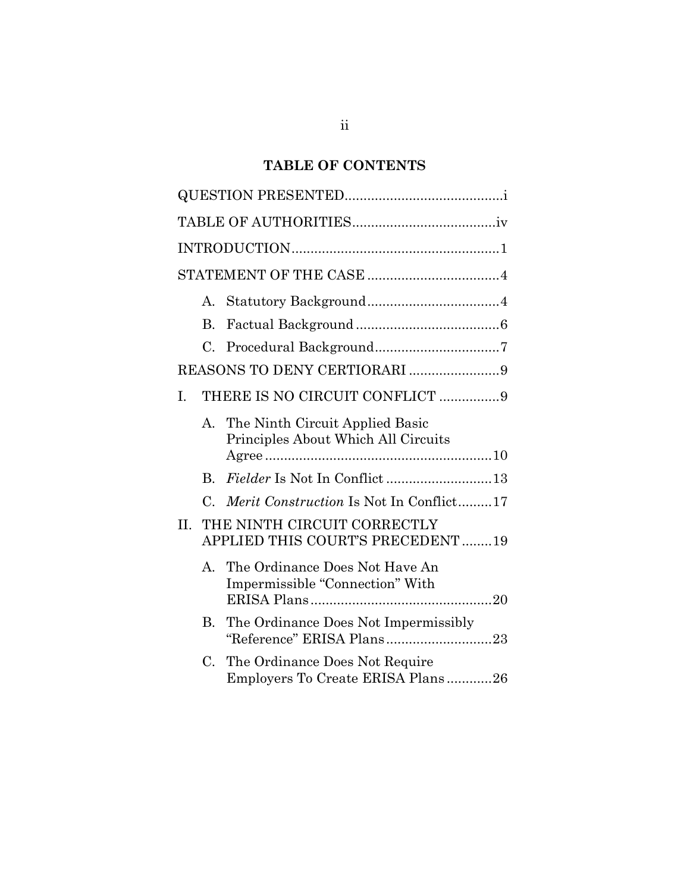## TABLE OF CONTENTS

QUESTION PRESENTED .......................................... i

TABLE OF AUTHORITIES ...................................... iv

INTRODUCTION ....................................................... 1

STATEMENT OF THE CASE ................................... 4

- A. Statutory Background ................................... 4
- B. Factual Background ...................................... 6
- C. Procedural Background ................................. 7

REASONS TO DENY CERTIORARI ........................ 9

I. THERE IS NO CIRCUIT CONFLICT ................ 9

- A. The Ninth Circuit Applied Basic Principles About Which All Circuits Agree ............................................................ 10
- B. *Fielder* Is Not In Conflict ............................ 13
- C. *Merit Construction* Is Not In Conflict ......... 17

II. THE NINTH CIRCUIT CORRECTLY APPLIED THIS COURT'S PRECEDENT ........ 19

- A. The Ordinance Does Not Have An Impermissible "Connection" With ERISA Plans ................................................ 20
- B. The Ordinance Does Not Impermissibly "Reference" ERISA Plans ............................ 23
- C. The Ordinance Does Not Require Employers To Create ERISA Plans ............ 26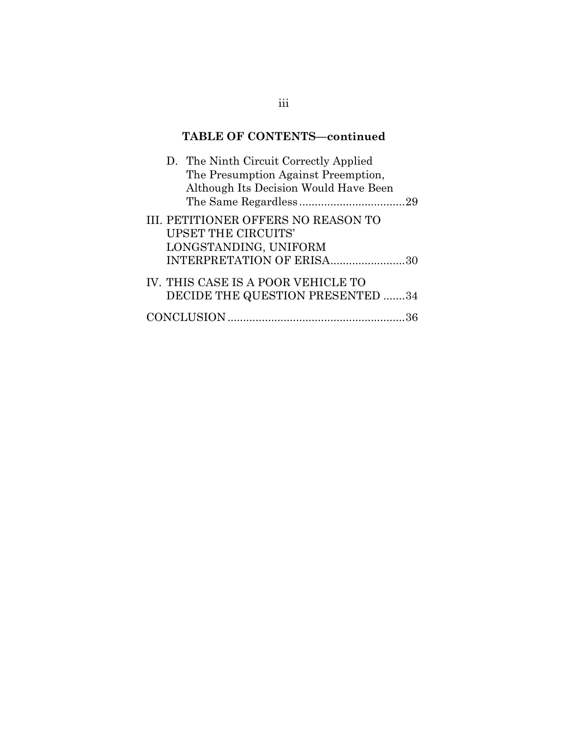**TABLE OF CONTENTS—continued**

D. The Ninth Circuit Correctly Applied The Presumption Against Preemption, Although Its Decision Would Have Been The Same Regardless ..................................29

III. PETITIONER OFFERS NO REASON TO UPSET THE CIRCUITS' LONGSTANDING, UNIFORM INTERPRETATION OF ERISA........................30

IV. THIS CASE IS A POOR VEHICLE TO DECIDE THE QUESTION PRESENTED .......34

CONCLUSION .........................................................36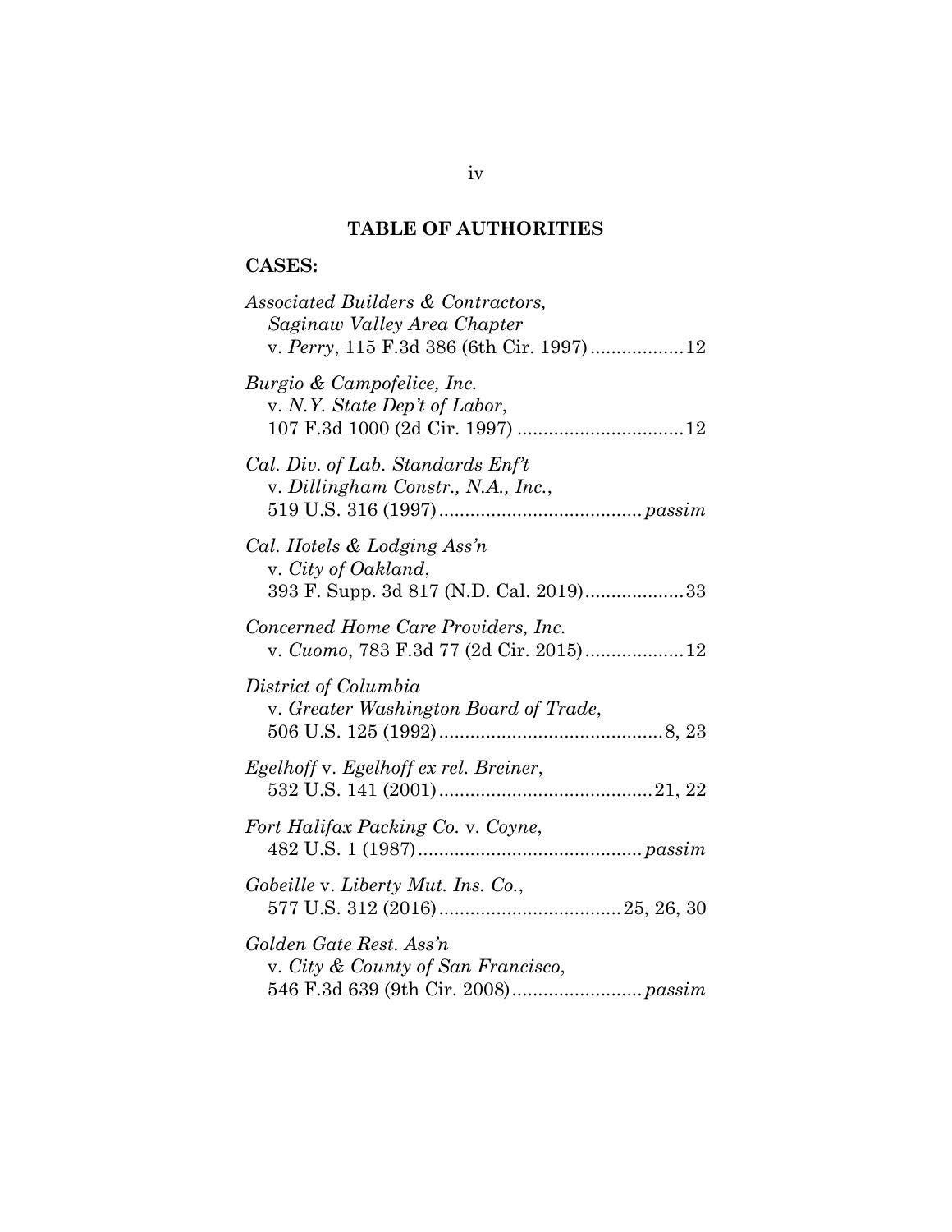## TABLE OF AUTHORITIES

**CASES:**

*Associated Builders & Contractors, Saginaw Valley Area Chapter* v. *Perry*, 115 F.3d 386 (6th Cir. 1997) .................. 12

*Burgio & Campofelice, Inc.* v. *N.Y. State Dep't of Labor*, 107 F.3d 1000 (2d Cir. 1997) ................................ 12

*Cal. Div. of Lab. Standards Enf't* v. *Dillingham Constr., N.A., Inc.*, 519 U.S. 316 (1997) ....................................... *passim*

*Cal. Hotels & Lodging Ass'n* v. *City of Oakland*, 393 F. Supp. 3d 817 (N.D. Cal. 2019) ................... 33

*Concerned Home Care Providers, Inc.* v. *Cuomo*, 783 F.3d 77 (2d Cir. 2015) ................... 12

*District of Columbia* v. *Greater Washington Board of Trade*, 506 U.S. 125 (1992) ........................................... 8, 23

*Egelhoff* v. *Egelhoff ex rel. Breiner*, 532 U.S. 141 (2001) ......................................... 21, 22

*Fort Halifax Packing Co.* v. *Coyne*, 482 U.S. 1 (1987) ........................................... *passim*

*Gobeille* v. *Liberty Mut. Ins. Co.*, 577 U.S. 312 (2016) .................................. 25, 26, 30

*Golden Gate Rest. Ass'n* v. *City & County of San Francisco*, 546 F.3d 639 (9th Cir. 2008) ......................... *passim*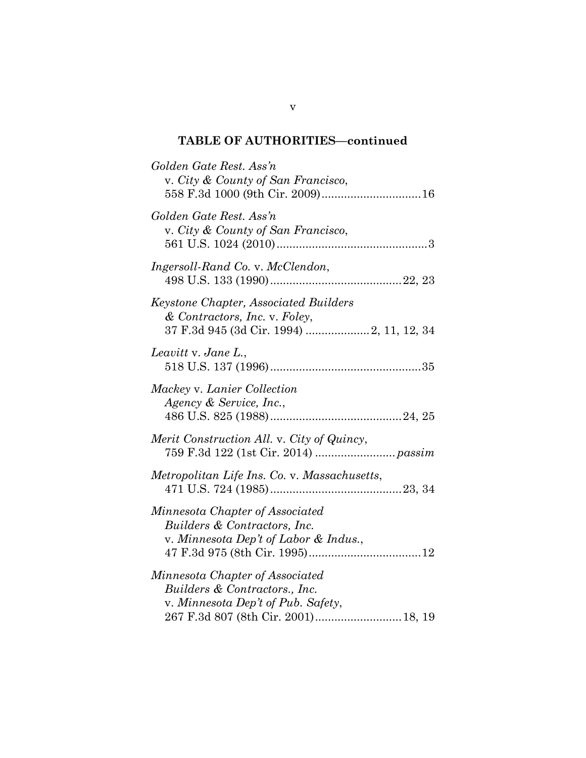**TABLE OF AUTHORITIES—continued**

*Golden Gate Rest. Ass'n* v. *City & County of San Francisco*, 558 F.3d 1000 (9th Cir. 2009)..............................16

*Golden Gate Rest. Ass'n* v. *City & County of San Francisco*, 561 U.S. 1024 (2010)..............................................3

*Ingersoll-Rand Co.* v. *McClendon*, 498 U.S. 133 (1990).........................................22, 23

*Keystone Chapter, Associated Builders & Contractors, Inc.* v. *Foley*, 37 F.3d 945 (3d Cir. 1994) ....................2, 11, 12, 34

*Leavitt* v. *Jane L.*, 518 U.S. 137 (1996)..............................................35

*Mackey* v. *Lanier Collection Agency & Service, Inc.*, 486 U.S. 825 (1988).........................................24, 25

*Merit Construction All.* v. *City of Quincy*, 759 F.3d 122 (1st Cir. 2014) ........................*passim*

*Metropolitan Life Ins. Co.* v. *Massachusetts*, 471 U.S. 724 (1985).........................................23, 34

*Minnesota Chapter of Associated Builders & Contractors, Inc.* v. *Minnesota Dep't of Labor & Indus.*, 47 F.3d 975 (8th Cir. 1995)..................................12

*Minnesota Chapter of Associated Builders & Contractors., Inc.* v. *Minnesota Dep't of Pub. Safety*, 267 F.3d 807 (8th Cir. 2001)..........................18, 19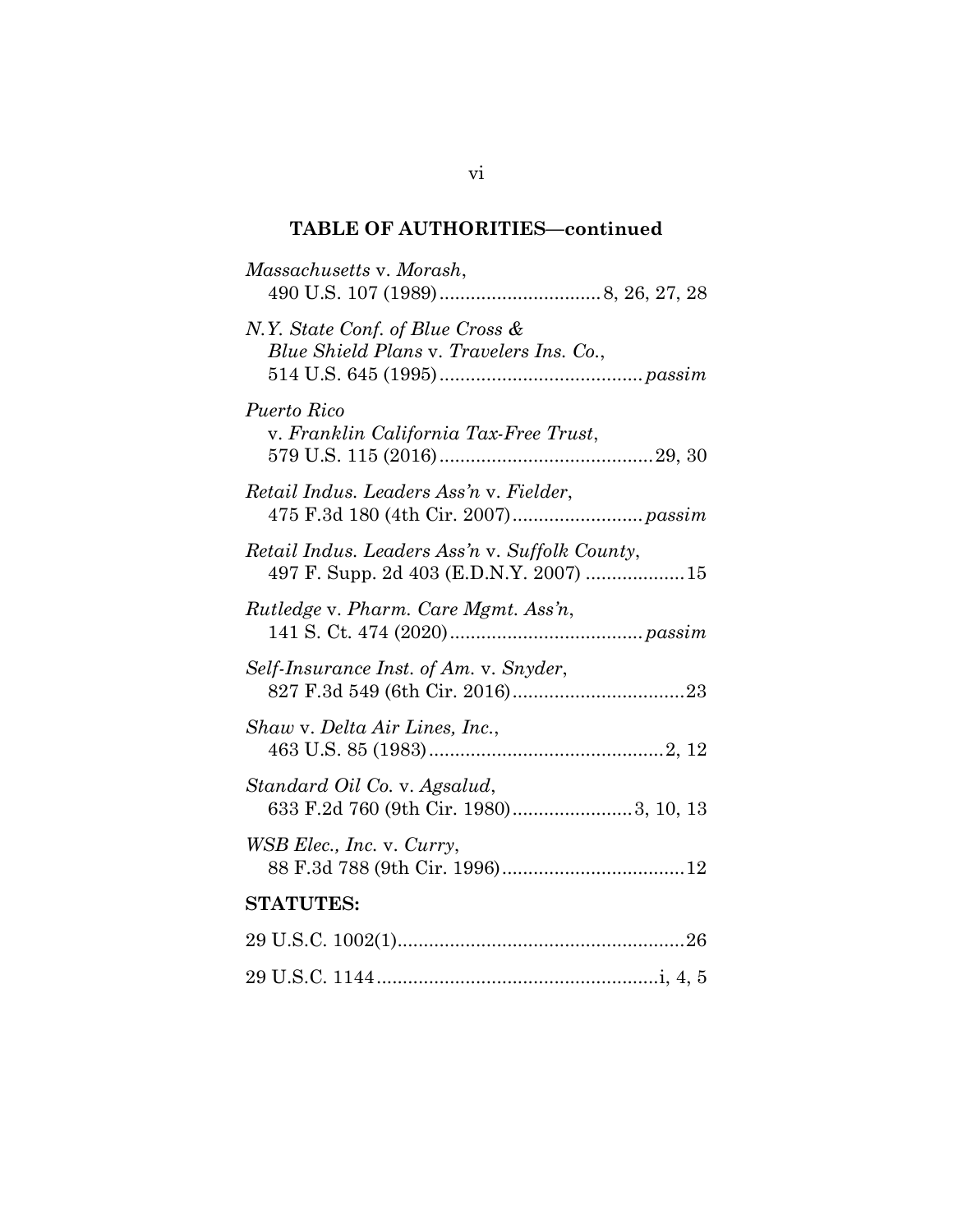**TABLE OF AUTHORITIES—continued**

*Massachusetts* v. *Morash*,
490 U.S. 107 (1989)............................... 8, 26, 27, 28

*N.Y. State Conf. of Blue Cross & Blue Shield Plans* v. *Travelers Ins. Co.*,
514 U.S. 645 (1995)....................................... *passim*

*Puerto Rico* v. *Franklin California Tax-Free Trust*,
579 U.S. 115 (2016).........................................29, 30

*Retail Indus. Leaders Ass'n* v. *Fielder*,
475 F.3d 180 (4th Cir. 2007)......................... *passim*

*Retail Indus. Leaders Ass'n* v. *Suffolk County*,
497 F. Supp. 2d 403 (E.D.N.Y. 2007) ..................15

*Rutledge* v. *Pharm. Care Mgmt. Ass'n*,
141 S. Ct. 474 (2020)..................................... *passim*

*Self-Insurance Inst. of Am.* v. *Snyder*,
827 F.3d 549 (6th Cir. 2016).................................23

*Shaw* v. *Delta Air Lines, Inc.*,
463 U.S. 85 (1983).............................................2, 12

*Standard Oil Co.* v. *Agsalud*,
633 F.2d 760 (9th Cir. 1980).......................3, 10, 13

*WSB Elec., Inc.* v. *Curry*,
88 F.3d 788 (9th Cir. 1996)...................................12

**STATUTES:**

29 U.S.C. 1002(1).......................................................26

29 U.S.C. 1144......................................................i, 4, 5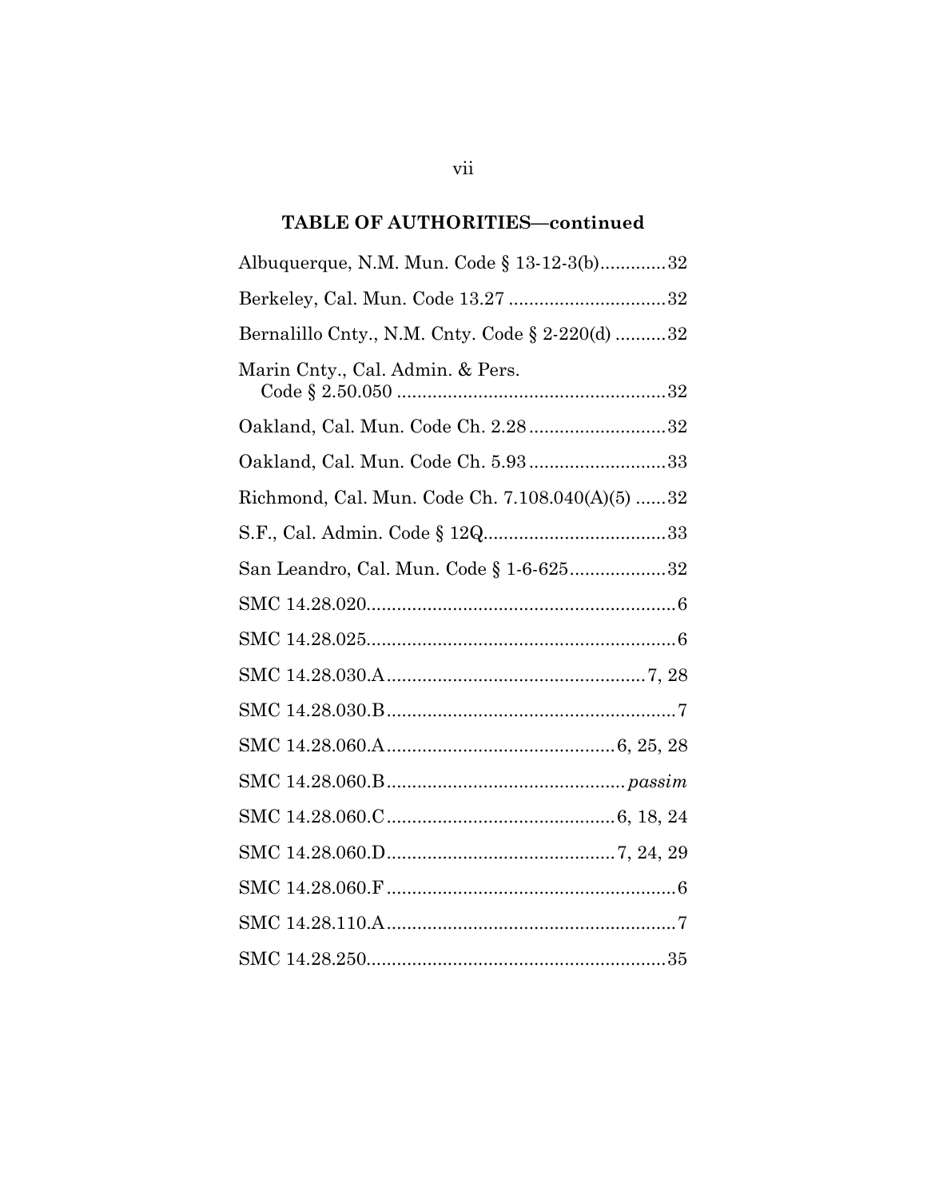## TABLE OF AUTHORITIES—continued

Albuquerque, N.M. Mun. Code § 13-12-3(b).............32

Berkeley, Cal. Mun. Code 13.27 ...............................32

Bernalillo Cnty., N.M. Cnty. Code § 2-220(d) ..........32

Marin Cnty., Cal. Admin. & Pers. Code § 2.50.050 .....................................................32

Oakland, Cal. Mun. Code Ch. 2.28...........................32

Oakland, Cal. Mun. Code Ch. 5.93...........................33

Richmond, Cal. Mun. Code Ch. 7.108.040(A)(5) ......32

S.F., Cal. Admin. Code § 12Q....................................33

San Leandro, Cal. Mun. Code § 1-6-625...................32

SMC 14.28.020.............................................................6

SMC 14.28.025.............................................................6

SMC 14.28.030.A...................................................7, 28

SMC 14.28.030.B.........................................................7

SMC 14.28.060.A.............................................6, 25, 28

SMC 14.28.060.B.............................................*passim*

SMC 14.28.060.C.............................................6, 18, 24

SMC 14.28.060.D.............................................7, 24, 29

SMC 14.28.060.F.........................................................6

SMC 14.28.110.A.........................................................7

SMC 14.28.250...........................................................35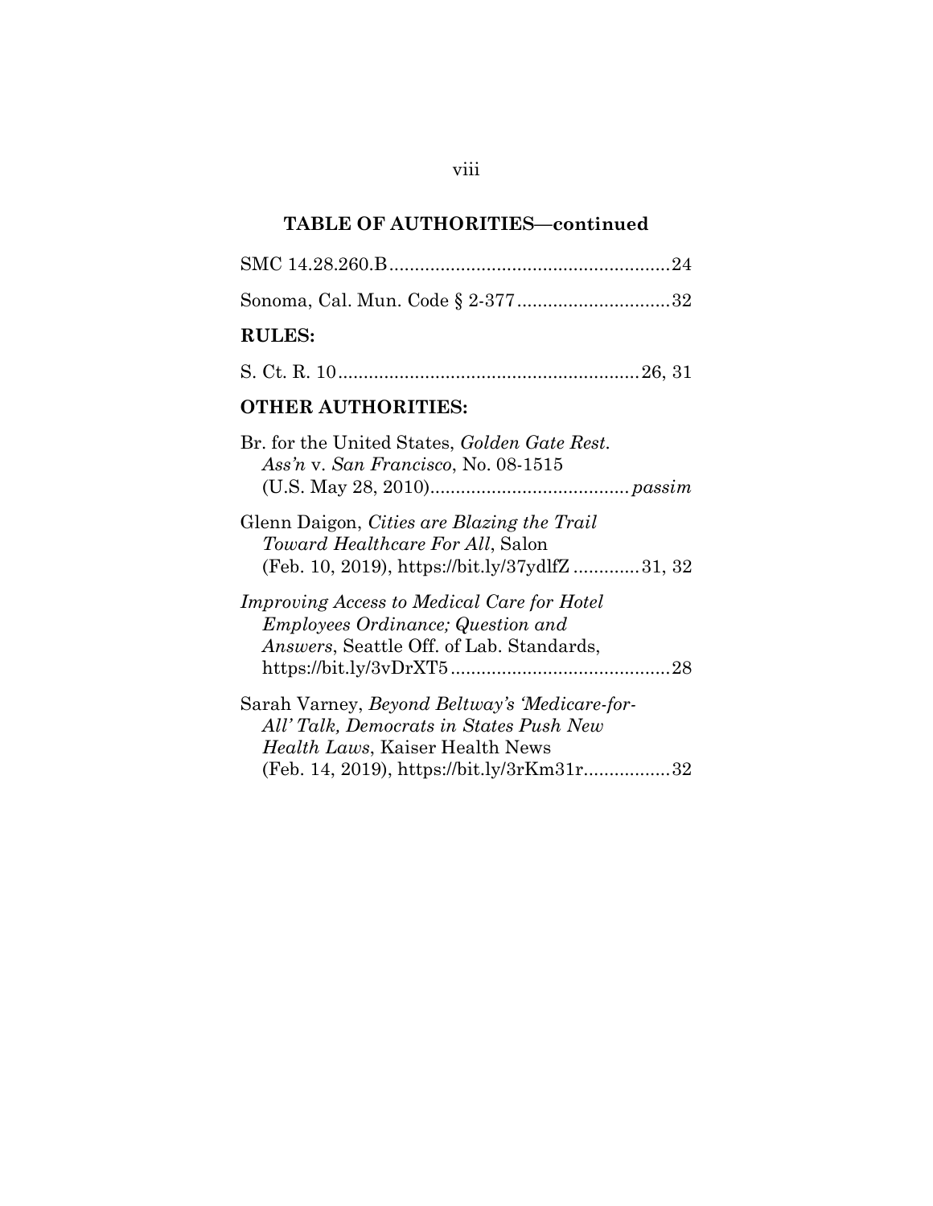## TABLE OF AUTHORITIES—continued

SMC 14.28.260.B.......................................................24

Sonoma, Cal. Mun. Code § 2-377..............................32

**RULES:**

S. Ct. R. 10...........................................................26, 31

**OTHER AUTHORITIES:**

Br. for the United States, *Golden Gate Rest. Ass'n* v. *San Francisco*, No. 08-1515 (U.S. May 28, 2010).......................................*passim*

Glenn Daigon, *Cities are Blazing the Trail Toward Healthcare For All*, Salon (Feb. 10, 2019), https://bit.ly/37ydlfZ .............31, 32

*Improving Access to Medical Care for Hotel Employees Ordinance; Question and Answers*, Seattle Off. of Lab. Standards, https://bit.ly/3vDrXT5...........................................28

Sarah Varney, *Beyond Beltway's 'Medicare-for-All' Talk, Democrats in States Push New Health Laws*, Kaiser Health News (Feb. 14, 2019), https://bit.ly/3rKm31r.................32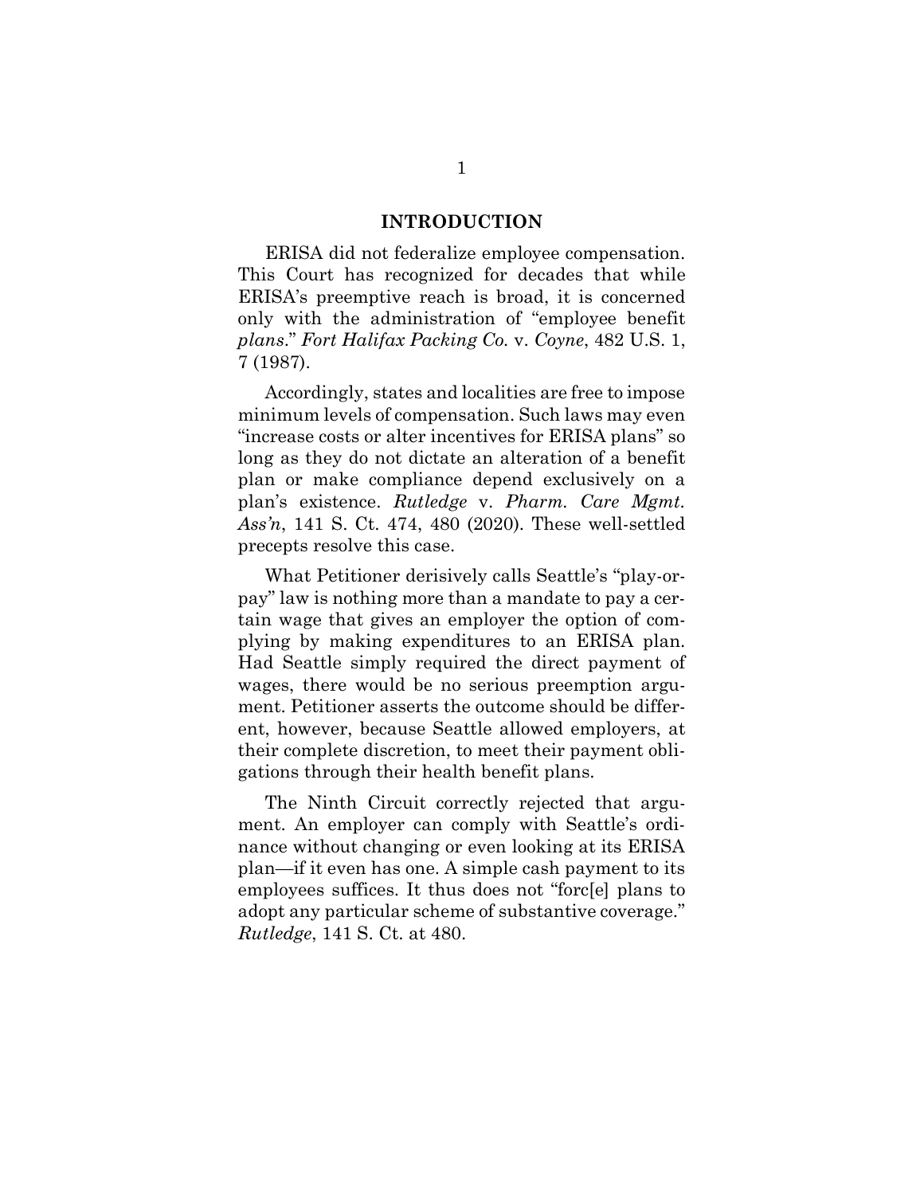## INTRODUCTION

ERISA did not federalize employee compensation. This Court has recognized for decades that while ERISA's preemptive reach is broad, it is concerned only with the administration of "employee benefit *plans*." *Fort Halifax Packing Co.* v. *Coyne*, 482 U.S. 1, 7 (1987).

Accordingly, states and localities are free to impose minimum levels of compensation. Such laws may even "increase costs or alter incentives for ERISA plans" so long as they do not dictate an alteration of a benefit plan or make compliance depend exclusively on a plan's existence. *Rutledge* v. *Pharm. Care Mgmt. Ass'n*, 141 S. Ct. 474, 480 (2020). These well-settled precepts resolve this case.

What Petitioner derisively calls Seattle's "play-or-pay" law is nothing more than a mandate to pay a certain wage that gives an employer the option of complying by making expenditures to an ERISA plan. Had Seattle simply required the direct payment of wages, there would be no serious preemption argument. Petitioner asserts the outcome should be different, however, because Seattle allowed employers, at their complete discretion, to meet their payment obligations through their health benefit plans.

The Ninth Circuit correctly rejected that argument. An employer can comply with Seattle's ordinance without changing or even looking at its ERISA plan—if it even has one. A simple cash payment to its employees suffices. It thus does not "forc[e] plans to adopt any particular scheme of substantive coverage." *Rutledge*, 141 S. Ct. at 480.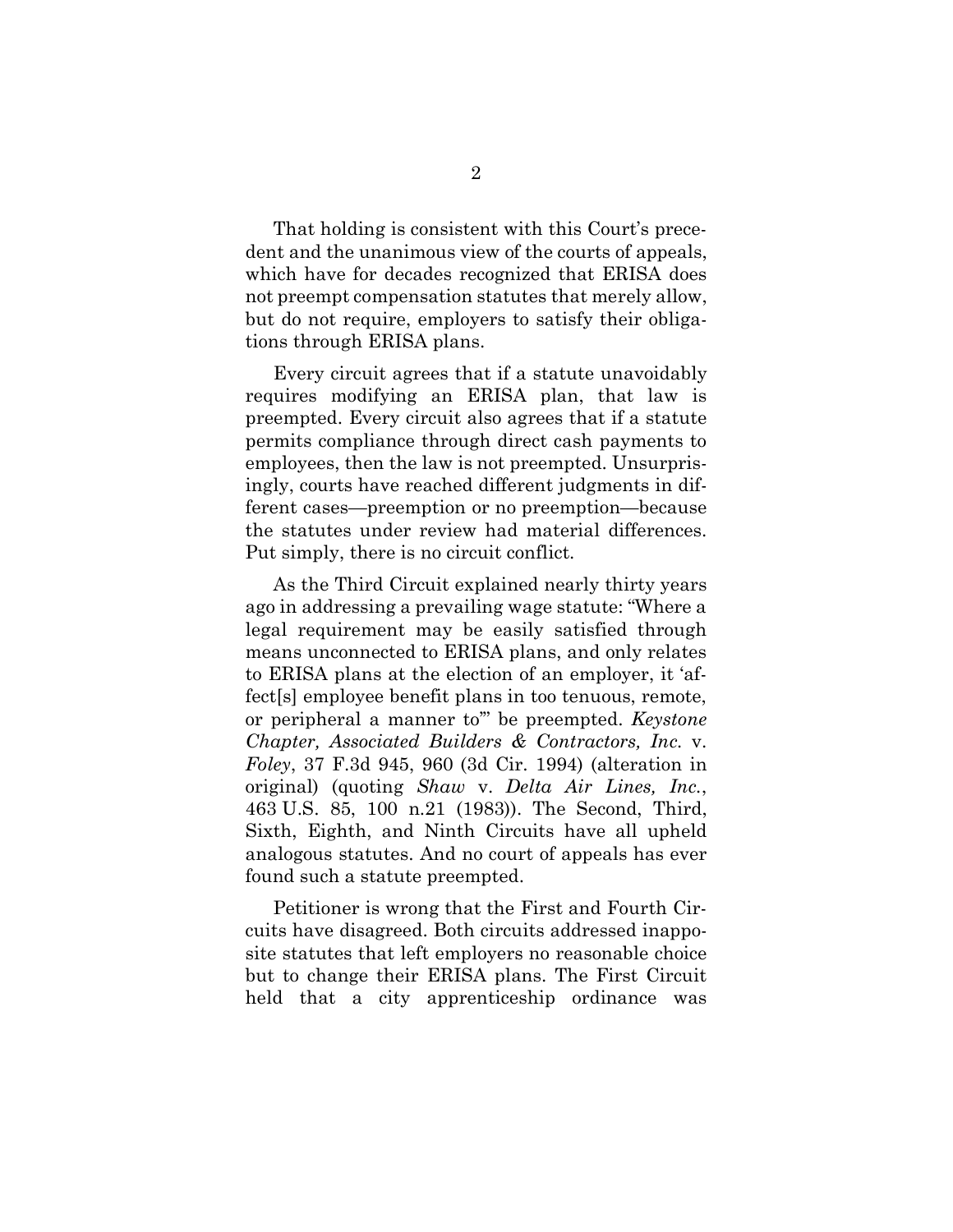That holding is consistent with this Court's precedent and the unanimous view of the courts of appeals, which have for decades recognized that ERISA does not preempt compensation statutes that merely allow, but do not require, employers to satisfy their obligations through ERISA plans.

Every circuit agrees that if a statute unavoidably requires modifying an ERISA plan, that law is preempted. Every circuit also agrees that if a statute permits compliance through direct cash payments to employees, then the law is not preempted. Unsurprisingly, courts have reached different judgments in different cases—preemption or no preemption—because the statutes under review had material differences. Put simply, there is no circuit conflict.

As the Third Circuit explained nearly thirty years ago in addressing a prevailing wage statute: "Where a legal requirement may be easily satisfied through means unconnected to ERISA plans, and only relates to ERISA plans at the election of an employer, it 'affect[s] employee benefit plans in too tenuous, remote, or peripheral a manner to'" be preempted. *Keystone Chapter, Associated Builders & Contractors, Inc.* v. *Foley*, 37 F.3d 945, 960 (3d Cir. 1994) (alteration in original) (quoting *Shaw* v. *Delta Air Lines, Inc.*, 463 U.S. 85, 100 n.21 (1983)). The Second, Third, Sixth, Eighth, and Ninth Circuits have all upheld analogous statutes. And no court of appeals has ever found such a statute preempted.

Petitioner is wrong that the First and Fourth Circuits have disagreed. Both circuits addressed inapposite statutes that left employers no reasonable choice but to change their ERISA plans. The First Circuit held that a city apprenticeship ordinance was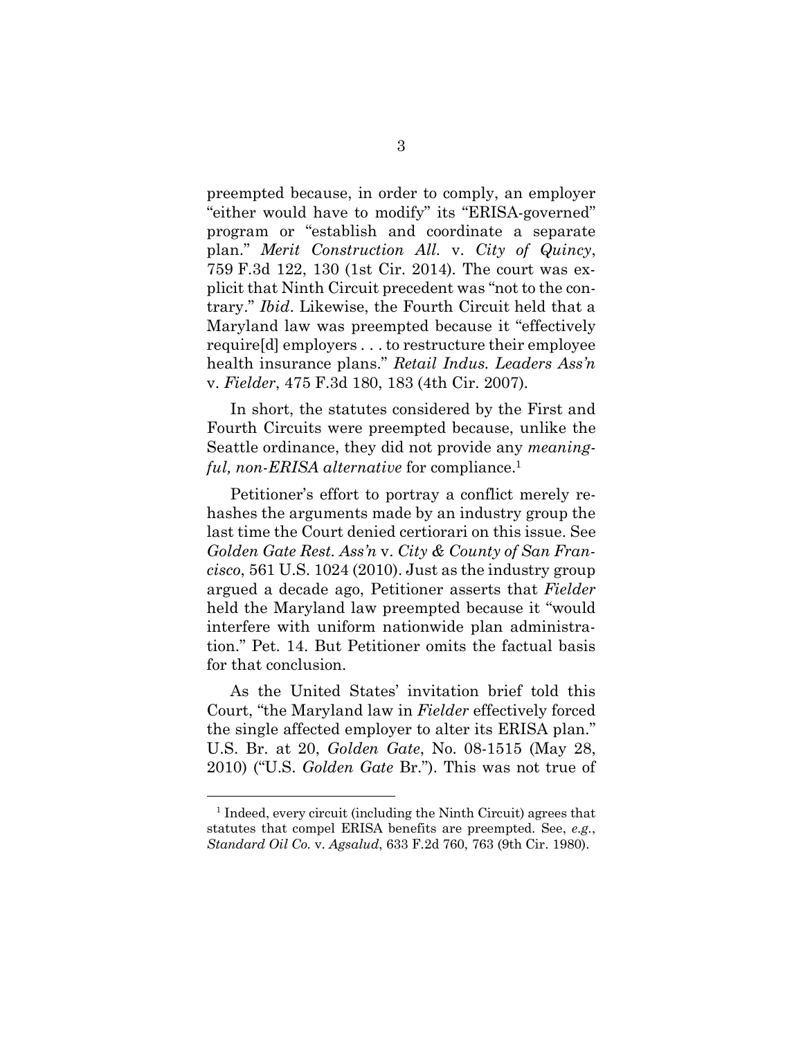preempted because, in order to comply, an employer "either would have to modify" its "ERISA-governed" program or "establish and coordinate a separate plan." *Merit Construction All.* v. *City of Quincy*, 759 F.3d 122, 130 (1st Cir. 2014). The court was explicit that Ninth Circuit precedent was "not to the contrary." *Ibid*. Likewise, the Fourth Circuit held that a Maryland law was preempted because it "effectively require[d] employers . . . to restructure their employee health insurance plans." *Retail Indus. Leaders Ass'n* v. *Fielder*, 475 F.3d 180, 183 (4th Cir. 2007).

In short, the statutes considered by the First and Fourth Circuits were preempted because, unlike the Seattle ordinance, they did not provide any *meaningful, non-ERISA alternative* for compliance.[1]

Petitioner's effort to portray a conflict merely rehashes the arguments made by an industry group the last time the Court denied certiorari on this issue. See *Golden Gate Rest. Ass'n* v. *City & County of San Francisco*, 561 U.S. 1024 (2010). Just as the industry group argued a decade ago, Petitioner asserts that *Fielder* held the Maryland law preempted because it "would interfere with uniform nationwide plan administration." Pet. 14. But Petitioner omits the factual basis for that conclusion.

As the United States' invitation brief told this Court, "the Maryland law in *Fielder* effectively forced the single affected employer to alter its ERISA plan." U.S. Br. at 20, *Golden Gate*, No. 08-1515 (May 28, 2010) ("U.S. *Golden Gate* Br."). This was not true of

[1] Indeed, every circuit (including the Ninth Circuit) agrees that statutes that compel ERISA benefits are preempted. See, *e.g.*, *Standard Oil Co.* v. *Agsalud*, 633 F.2d 760, 763 (9th Cir. 1980).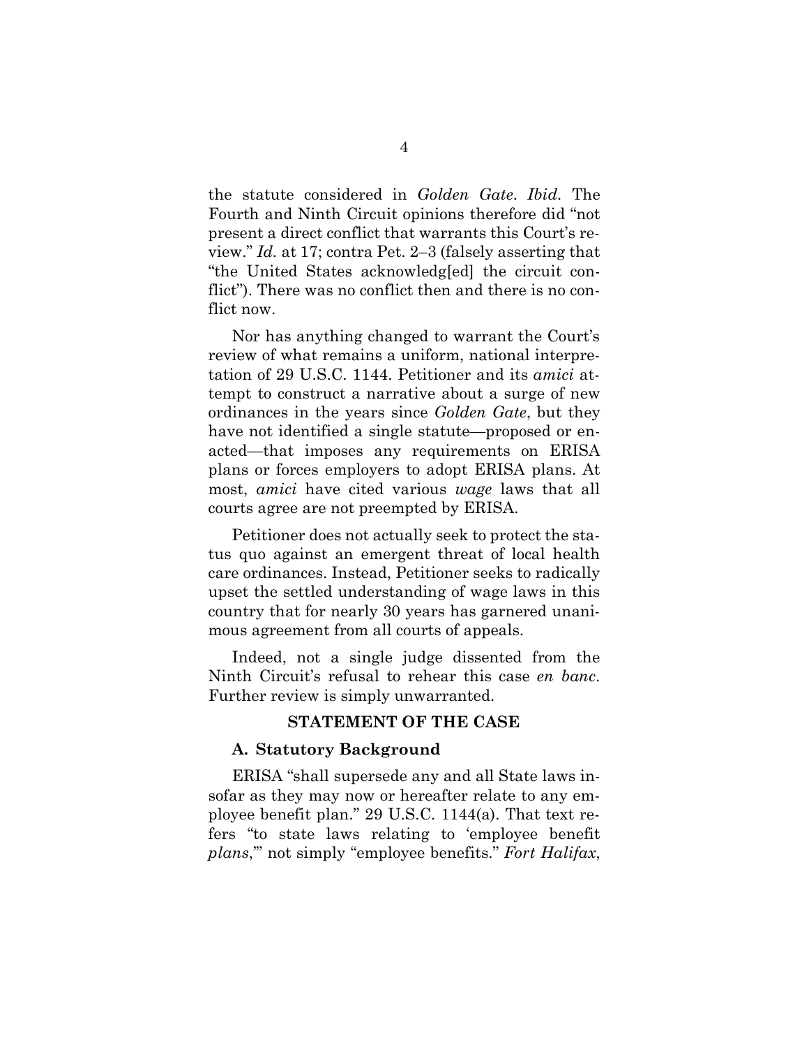the statute considered in *Golden Gate*. *Ibid*. The Fourth and Ninth Circuit opinions therefore did "not present a direct conflict that warrants this Court's review." *Id*. at 17; contra Pet. 2–3 (falsely asserting that "the United States acknowledg[ed] the circuit conflict"). There was no conflict then and there is no conflict now.

Nor has anything changed to warrant the Court's review of what remains a uniform, national interpretation of 29 U.S.C. 1144. Petitioner and its *amici* attempt to construct a narrative about a surge of new ordinances in the years since *Golden Gate*, but they have not identified a single statute—proposed or enacted—that imposes any requirements on ERISA plans or forces employers to adopt ERISA plans. At most, *amici* have cited various *wage* laws that all courts agree are not preempted by ERISA.

Petitioner does not actually seek to protect the status quo against an emergent threat of local health care ordinances. Instead, Petitioner seeks to radically upset the settled understanding of wage laws in this country that for nearly 30 years has garnered unanimous agreement from all courts of appeals.

Indeed, not a single judge dissented from the Ninth Circuit's refusal to rehear this case *en banc*. Further review is simply unwarranted.

## STATEMENT OF THE CASE

### A. Statutory Background

ERISA "shall supersede any and all State laws insofar as they may now or hereafter relate to any employee benefit plan." 29 U.S.C. 1144(a). That text refers "to state laws relating to 'employee benefit *plans*,'" not simply "employee benefits." *Fort Halifax*,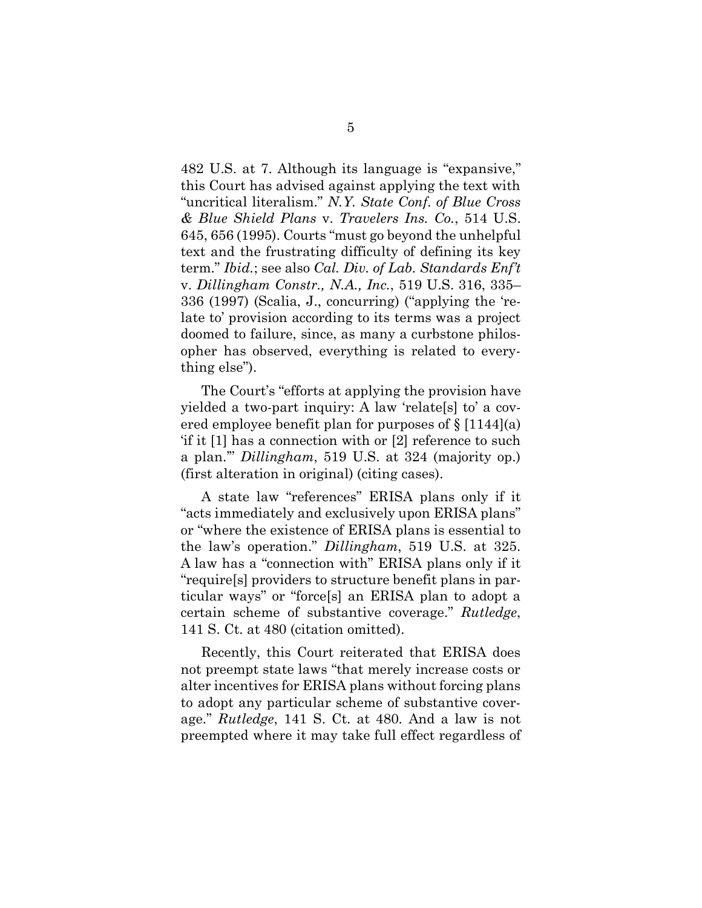482 U.S. at 7. Although its language is "expansive," this Court has advised against applying the text with "uncritical literalism." *N.Y. State Conf. of Blue Cross & Blue Shield Plans* v. *Travelers Ins. Co.*, 514 U.S. 645, 656 (1995). Courts "must go beyond the unhelpful text and the frustrating difficulty of defining its key term." *Ibid.*; see also *Cal. Div. of Lab. Standards Enf't* v. *Dillingham Constr., N.A., Inc.*, 519 U.S. 316, 335–336 (1997) (Scalia, J., concurring) ("applying the 'relate to' provision according to its terms was a project doomed to failure, since, as many a curbstone philosopher has observed, everything is related to everything else").

The Court's "efforts at applying the provision have yielded a two-part inquiry: A law 'relate[s] to' a covered employee benefit plan for purposes of § [1144](a) 'if it [1] has a connection with or [2] reference to such a plan.'" *Dillingham*, 519 U.S. at 324 (majority op.) (first alteration in original) (citing cases).

A state law "references" ERISA plans only if it "acts immediately and exclusively upon ERISA plans" or "where the existence of ERISA plans is essential to the law's operation." *Dillingham*, 519 U.S. at 325. A law has a "connection with" ERISA plans only if it "require[s] providers to structure benefit plans in particular ways" or "force[s] an ERISA plan to adopt a certain scheme of substantive coverage." *Rutledge*, 141 S. Ct. at 480 (citation omitted).

Recently, this Court reiterated that ERISA does not preempt state laws "that merely increase costs or alter incentives for ERISA plans without forcing plans to adopt any particular scheme of substantive coverage." *Rutledge*, 141 S. Ct. at 480. And a law is not preempted where it may take full effect regardless of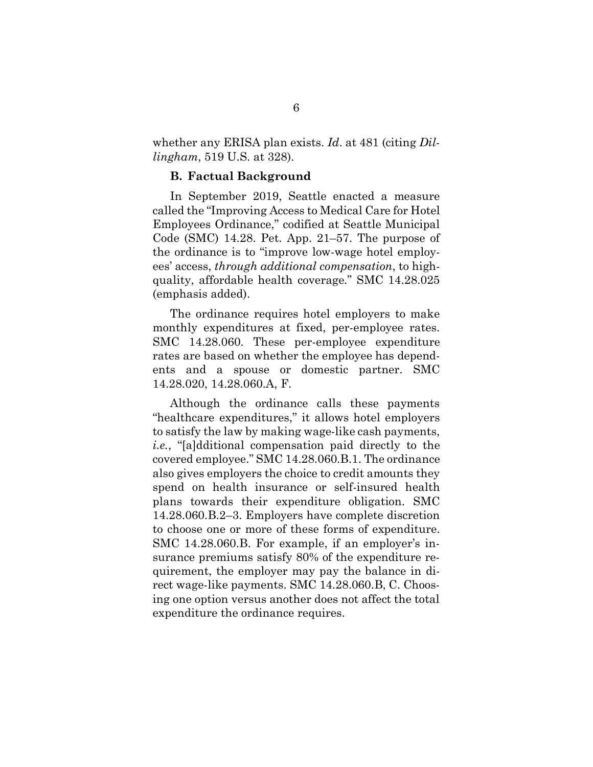whether any ERISA plan exists. *Id*. at 481 (citing *Dillingham*, 519 U.S. at 328).

### B. Factual Background

In September 2019, Seattle enacted a measure called the "Improving Access to Medical Care for Hotel Employees Ordinance," codified at Seattle Municipal Code (SMC) 14.28. Pet. App. 21–57. The purpose of the ordinance is to "improve low-wage hotel employees' access, *through additional compensation*, to high-quality, affordable health coverage." SMC 14.28.025 (emphasis added).

The ordinance requires hotel employers to make monthly expenditures at fixed, per-employee rates. SMC 14.28.060. These per-employee expenditure rates are based on whether the employee has dependents and a spouse or domestic partner. SMC 14.28.020, 14.28.060.A, F.

Although the ordinance calls these payments "healthcare expenditures," it allows hotel employers to satisfy the law by making wage-like cash payments, *i.e.*, "[a]dditional compensation paid directly to the covered employee." SMC 14.28.060.B.1. The ordinance also gives employers the choice to credit amounts they spend on health insurance or self-insured health plans towards their expenditure obligation. SMC 14.28.060.B.2–3. Employers have complete discretion to choose one or more of these forms of expenditure. SMC 14.28.060.B. For example, if an employer's insurance premiums satisfy 80% of the expenditure requirement, the employer may pay the balance in direct wage-like payments. SMC 14.28.060.B, C. Choosing one option versus another does not affect the total expenditure the ordinance requires.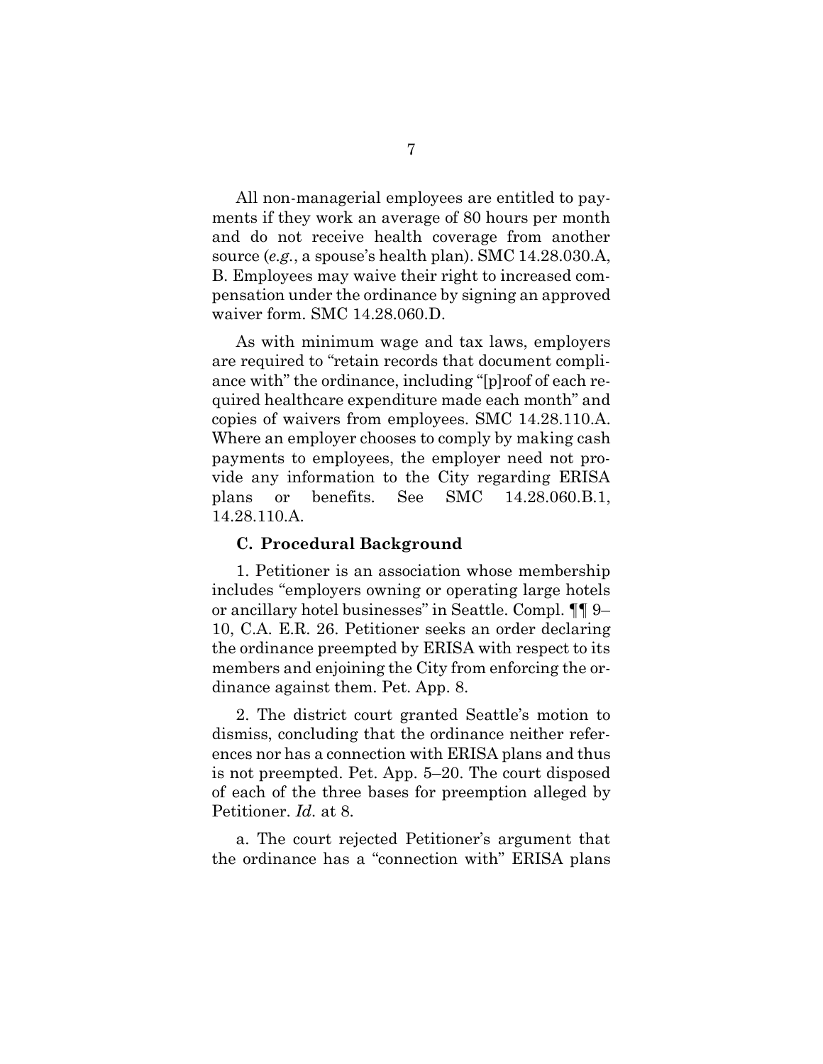All non-managerial employees are entitled to payments if they work an average of 80 hours per month and do not receive health coverage from another source (*e.g.*, a spouse's health plan). SMC 14.28.030.A, B. Employees may waive their right to increased compensation under the ordinance by signing an approved waiver form. SMC 14.28.060.D.

As with minimum wage and tax laws, employers are required to "retain records that document compliance with" the ordinance, including "[p]roof of each required healthcare expenditure made each month" and copies of waivers from employees. SMC 14.28.110.A. Where an employer chooses to comply by making cash payments to employees, the employer need not provide any information to the City regarding ERISA plans or benefits. See SMC 14.28.060.B.1, 14.28.110.A.

### C. Procedural Background

1. Petitioner is an association whose membership includes "employers owning or operating large hotels or ancillary hotel businesses" in Seattle. Compl. ¶¶ 9–10, C.A. E.R. 26. Petitioner seeks an order declaring the ordinance preempted by ERISA with respect to its members and enjoining the City from enforcing the ordinance against them. Pet. App. 8.

2. The district court granted Seattle's motion to dismiss, concluding that the ordinance neither references nor has a connection with ERISA plans and thus is not preempted. Pet. App. 5–20. The court disposed of each of the three bases for preemption alleged by Petitioner. *Id*. at 8.

a. The court rejected Petitioner's argument that the ordinance has a "connection with" ERISA plans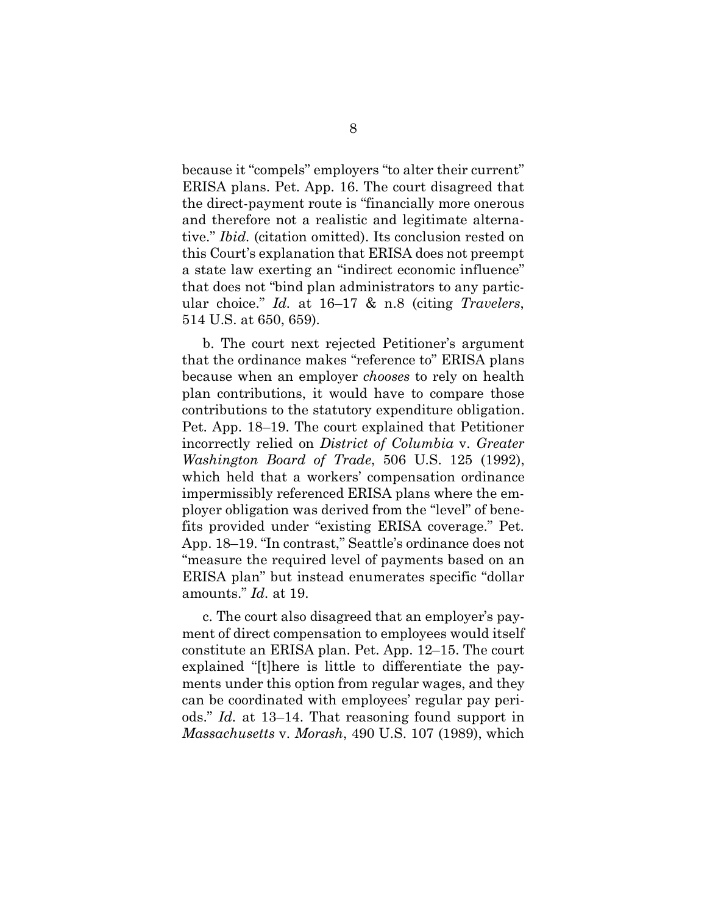because it "compels" employers "to alter their current" ERISA plans. Pet. App. 16. The court disagreed that the direct-payment route is "financially more onerous and therefore not a realistic and legitimate alternative." *Ibid.* (citation omitted). Its conclusion rested on this Court's explanation that ERISA does not preempt a state law exerting an "indirect economic influence" that does not "bind plan administrators to any particular choice." *Id.* at 16–17 & n.8 (citing *Travelers*, 514 U.S. at 650, 659).

b. The court next rejected Petitioner's argument that the ordinance makes "reference to" ERISA plans because when an employer *chooses* to rely on health plan contributions, it would have to compare those contributions to the statutory expenditure obligation. Pet. App. 18–19. The court explained that Petitioner incorrectly relied on *District of Columbia* v. *Greater Washington Board of Trade*, 506 U.S. 125 (1992), which held that a workers' compensation ordinance impermissibly referenced ERISA plans where the employer obligation was derived from the "level" of benefits provided under "existing ERISA coverage." Pet. App. 18–19. "In contrast," Seattle's ordinance does not "measure the required level of payments based on an ERISA plan" but instead enumerates specific "dollar amounts." *Id.* at 19.

c. The court also disagreed that an employer's payment of direct compensation to employees would itself constitute an ERISA plan. Pet. App. 12–15. The court explained "[t]here is little to differentiate the payments under this option from regular wages, and they can be coordinated with employees' regular pay periods." *Id.* at 13–14. That reasoning found support in *Massachusetts* v. *Morash*, 490 U.S. 107 (1989), which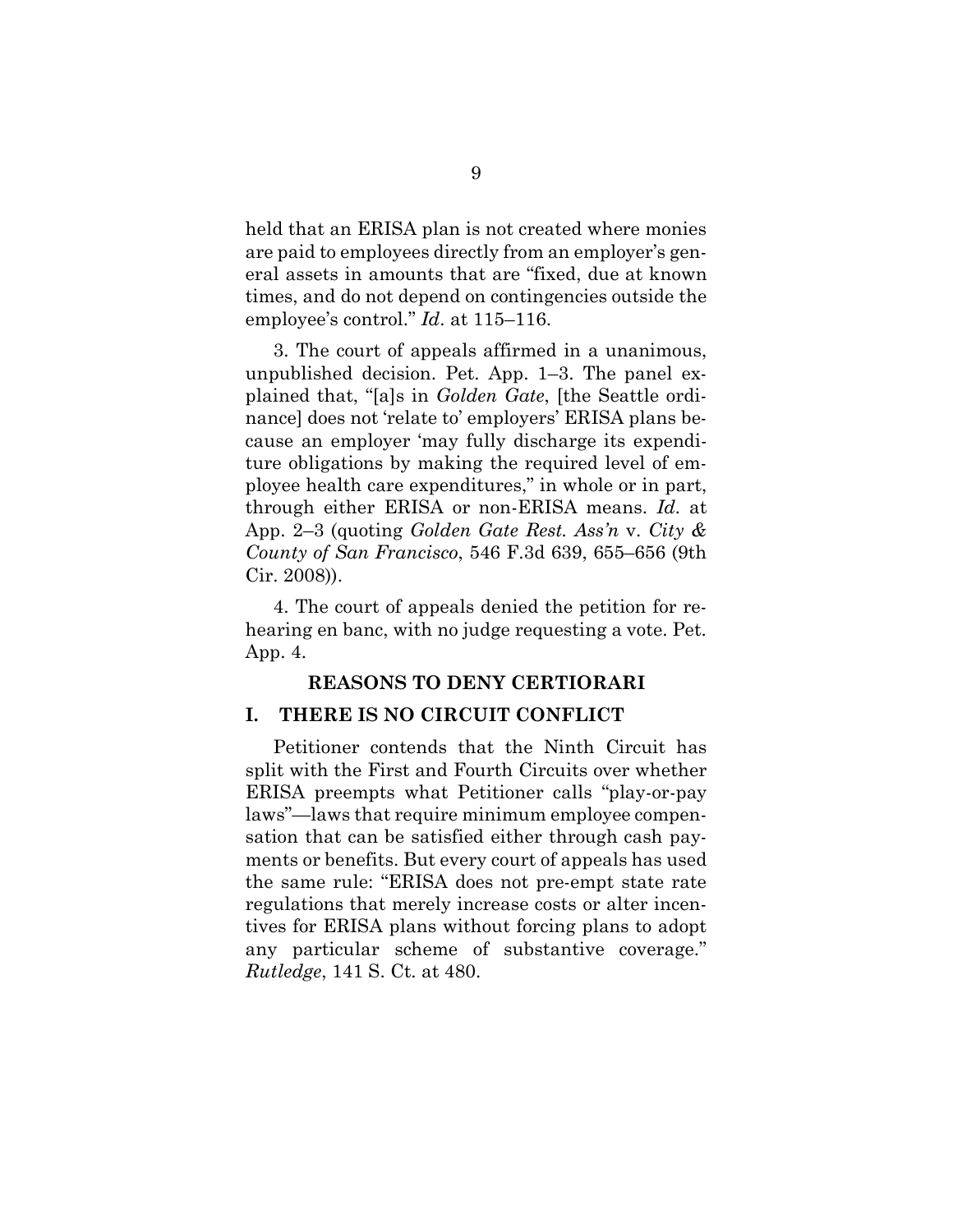held that an ERISA plan is not created where monies are paid to employees directly from an employer's general assets in amounts that are "fixed, due at known times, and do not depend on contingencies outside the employee's control." *Id*. at 115–116.

3. The court of appeals affirmed in a unanimous, unpublished decision. Pet. App. 1–3. The panel explained that, "[a]s in *Golden Gate*, [the Seattle ordinance] does not 'relate to' employers' ERISA plans because an employer 'may fully discharge its expenditure obligations by making the required level of employee health care expenditures," in whole or in part, through either ERISA or non-ERISA means. *Id*. at App. 2–3 (quoting *Golden Gate Rest. Ass'n* v. *City & County of San Francisco*, 546 F.3d 639, 655–656 (9th Cir. 2008)).

4. The court of appeals denied the petition for rehearing en banc, with no judge requesting a vote. Pet. App. 4.

## REASONS TO DENY CERTIORARI

### I. THERE IS NO CIRCUIT CONFLICT

Petitioner contends that the Ninth Circuit has split with the First and Fourth Circuits over whether ERISA preempts what Petitioner calls "play-or-pay laws"—laws that require minimum employee compensation that can be satisfied either through cash payments or benefits. But every court of appeals has used the same rule: "ERISA does not pre-empt state rate regulations that merely increase costs or alter incentives for ERISA plans without forcing plans to adopt any particular scheme of substantive coverage." *Rutledge*, 141 S. Ct. at 480.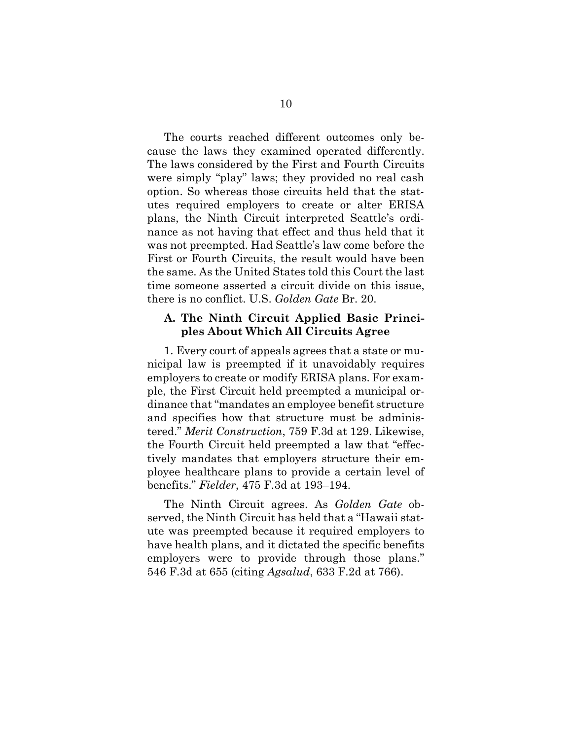The courts reached different outcomes only because the laws they examined operated differently. The laws considered by the First and Fourth Circuits were simply "play" laws; they provided no real cash option. So whereas those circuits held that the statutes required employers to create or alter ERISA plans, the Ninth Circuit interpreted Seattle's ordinance as not having that effect and thus held that it was not preempted. Had Seattle's law come before the First or Fourth Circuits, the result would have been the same. As the United States told this Court the last time someone asserted a circuit divide on this issue, there is no conflict. U.S. *Golden Gate* Br. 20.

### A. The Ninth Circuit Applied Basic Principles About Which All Circuits Agree

1. Every court of appeals agrees that a state or municipal law is preempted if it unavoidably requires employers to create or modify ERISA plans. For example, the First Circuit held preempted a municipal ordinance that "mandates an employee benefit structure and specifies how that structure must be administered." *Merit Construction*, 759 F.3d at 129. Likewise, the Fourth Circuit held preempted a law that "effectively mandates that employers structure their employee healthcare plans to provide a certain level of benefits." *Fielder*, 475 F.3d at 193–194.

The Ninth Circuit agrees. As *Golden Gate* observed, the Ninth Circuit has held that a "Hawaii statute was preempted because it required employers to have health plans, and it dictated the specific benefits employers were to provide through those plans." 546 F.3d at 655 (citing *Agsalud*, 633 F.2d at 766).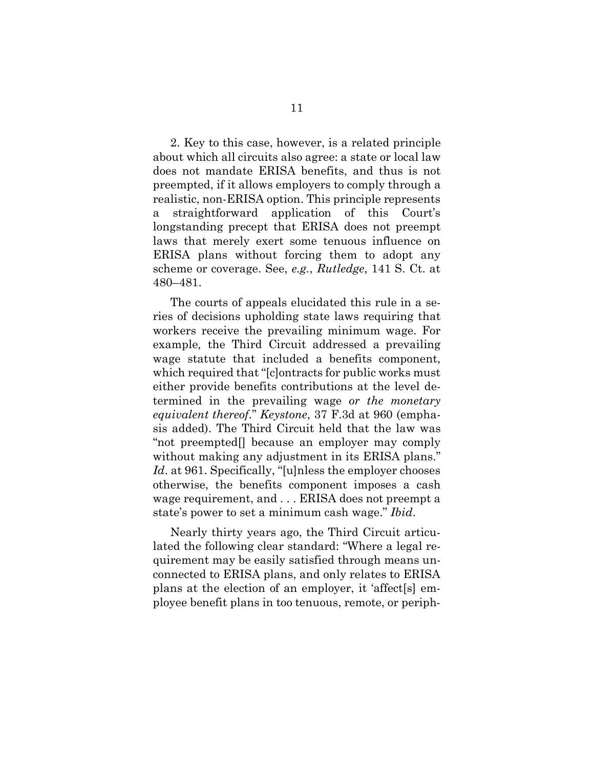2. Key to this case, however, is a related principle about which all circuits also agree: a state or local law does not mandate ERISA benefits, and thus is not preempted, if it allows employers to comply through a realistic, non-ERISA option. This principle represents a straightforward application of this Court's longstanding precept that ERISA does not preempt laws that merely exert some tenuous influence on ERISA plans without forcing them to adopt any scheme or coverage. See, *e.g.*, *Rutledge*, 141 S. Ct. at 480–481.

The courts of appeals elucidated this rule in a series of decisions upholding state laws requiring that workers receive the prevailing minimum wage. For example, the Third Circuit addressed a prevailing wage statute that included a benefits component, which required that "[c]ontracts for public works must either provide benefits contributions at the level determined in the prevailing wage *or the monetary equivalent thereof*." *Keystone*, 37 F.3d at 960 (emphasis added). The Third Circuit held that the law was "not preempted[] because an employer may comply without making any adjustment in its ERISA plans." *Id*. at 961. Specifically, "[u]nless the employer chooses otherwise, the benefits component imposes a cash wage requirement, and . . . ERISA does not preempt a state's power to set a minimum cash wage." *Ibid*.

Nearly thirty years ago, the Third Circuit articulated the following clear standard: "Where a legal requirement may be easily satisfied through means unconnected to ERISA plans, and only relates to ERISA plans at the election of an employer, it 'affect[s] employee benefit plans in too tenuous, remote, or periph-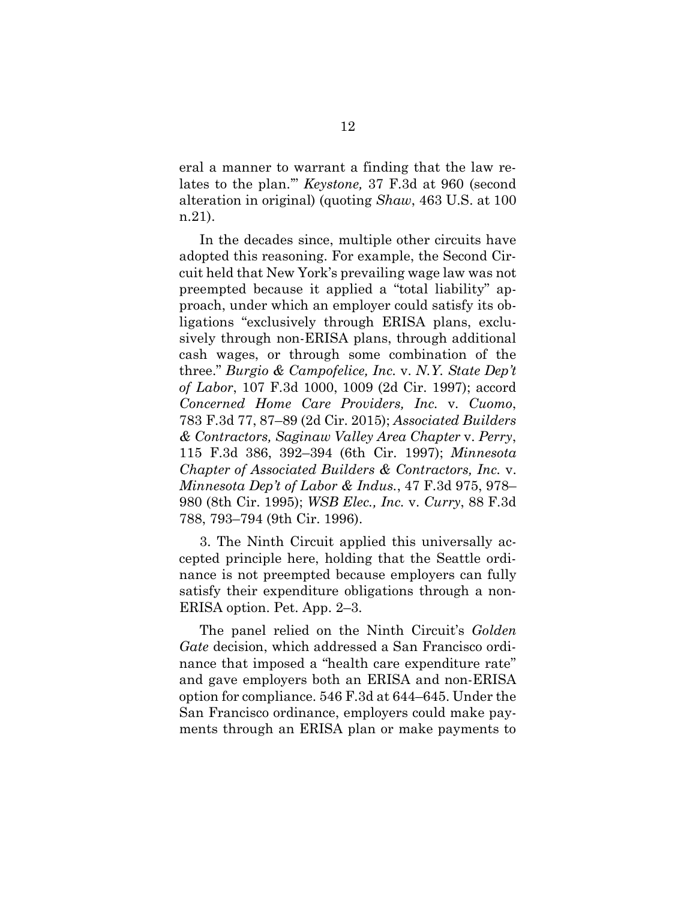eral a manner to warrant a finding that the law relates to the plan.'" *Keystone,* 37 F.3d at 960 (second alteration in original) (quoting *Shaw*, 463 U.S. at 100 n.21).

In the decades since, multiple other circuits have adopted this reasoning. For example, the Second Circuit held that New York's prevailing wage law was not preempted because it applied a "total liability" approach, under which an employer could satisfy its obligations "exclusively through ERISA plans, exclusively through non-ERISA plans, through additional cash wages, or through some combination of the three." *Burgio & Campofelice, Inc.* v. *N.Y. State Dep't of Labor*, 107 F.3d 1000, 1009 (2d Cir. 1997); accord *Concerned Home Care Providers, Inc.* v. *Cuomo*, 783 F.3d 77, 87–89 (2d Cir. 2015); *Associated Builders & Contractors, Saginaw Valley Area Chapter* v. *Perry*, 115 F.3d 386, 392–394 (6th Cir. 1997); *Minnesota Chapter of Associated Builders & Contractors, Inc.* v. *Minnesota Dep't of Labor & Indus.*, 47 F.3d 975, 978–980 (8th Cir. 1995); *WSB Elec., Inc.* v. *Curry*, 88 F.3d 788, 793–794 (9th Cir. 1996).

3. The Ninth Circuit applied this universally accepted principle here, holding that the Seattle ordinance is not preempted because employers can fully satisfy their expenditure obligations through a non-ERISA option. Pet. App. 2–3.

The panel relied on the Ninth Circuit's *Golden Gate* decision, which addressed a San Francisco ordinance that imposed a "health care expenditure rate" and gave employers both an ERISA and non-ERISA option for compliance. 546 F.3d at 644–645. Under the San Francisco ordinance, employers could make payments through an ERISA plan or make payments to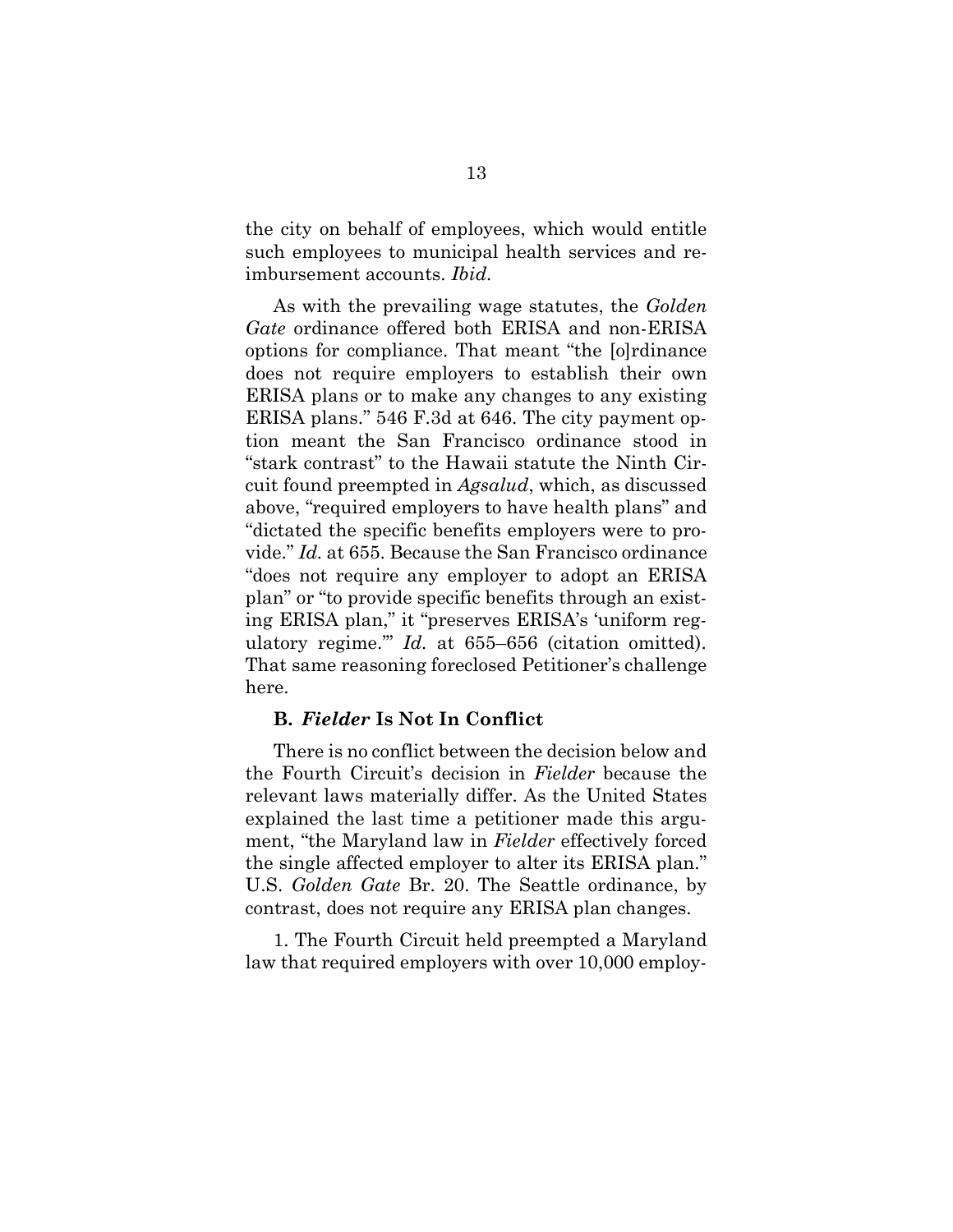the city on behalf of employees, which would entitle such employees to municipal health services and reimbursement accounts. *Ibid.*

As with the prevailing wage statutes, the *Golden Gate* ordinance offered both ERISA and non-ERISA options for compliance. That meant "the [o]rdinance does not require employers to establish their own ERISA plans or to make any changes to any existing ERISA plans." 546 F.3d at 646. The city payment option meant the San Francisco ordinance stood in "stark contrast" to the Hawaii statute the Ninth Circuit found preempted in *Agsalud*, which, as discussed above, "required employers to have health plans" and "dictated the specific benefits employers were to provide." *Id.* at 655. Because the San Francisco ordinance "does not require any employer to adopt an ERISA plan" or "to provide specific benefits through an existing ERISA plan," it "preserves ERISA's 'uniform regulatory regime.'" *Id.* at 655–656 (citation omitted). That same reasoning foreclosed Petitioner's challenge here.

### B. *Fielder* Is Not In Conflict

There is no conflict between the decision below and the Fourth Circuit's decision in *Fielder* because the relevant laws materially differ. As the United States explained the last time a petitioner made this argument, "the Maryland law in *Fielder* effectively forced the single affected employer to alter its ERISA plan." U.S. *Golden Gate* Br. 20. The Seattle ordinance, by contrast, does not require any ERISA plan changes.

1. The Fourth Circuit held preempted a Maryland law that required employers with over 10,000 employ-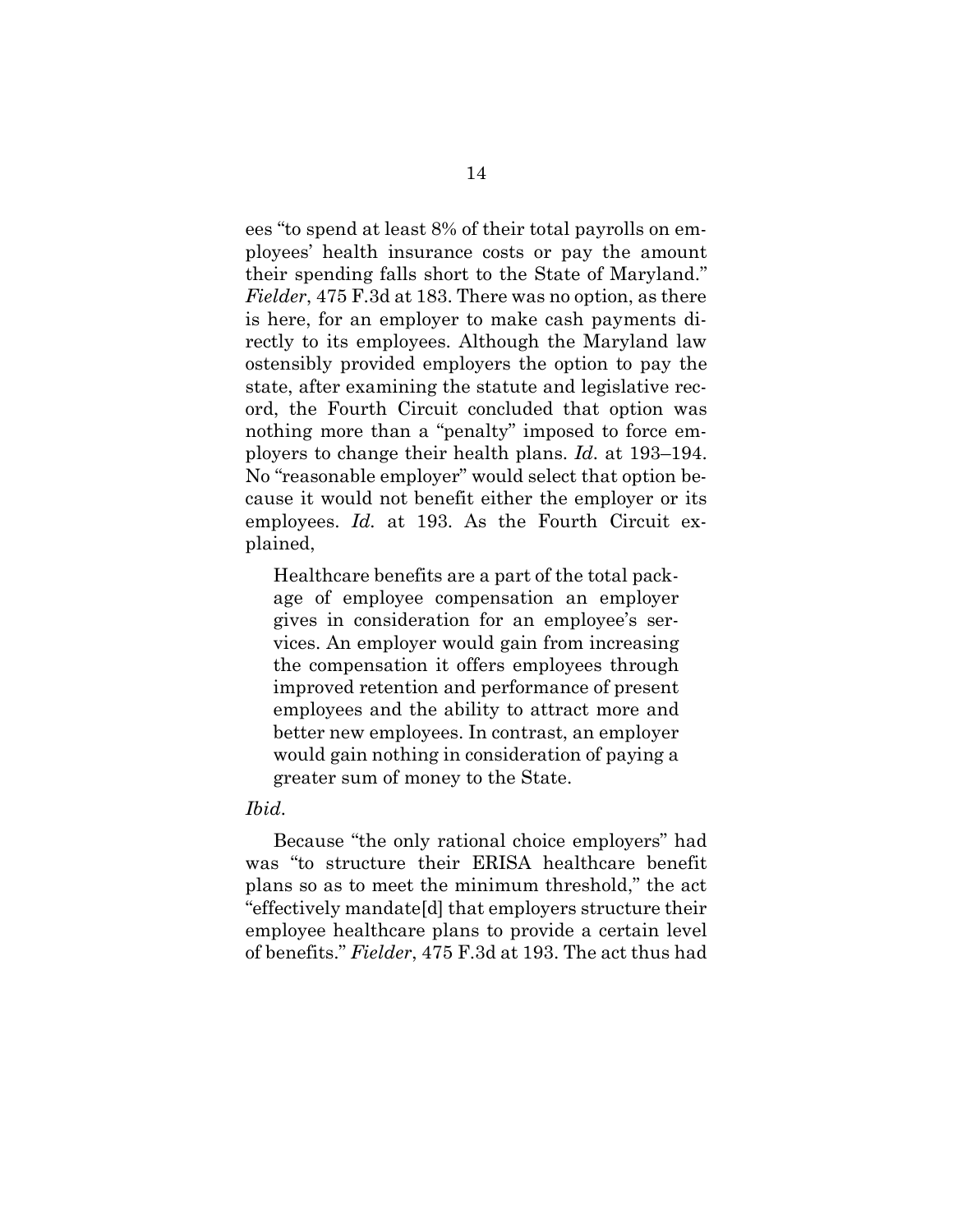ees "to spend at least 8% of their total payrolls on employees' health insurance costs or pay the amount their spending falls short to the State of Maryland." *Fielder*, 475 F.3d at 183. There was no option, as there is here, for an employer to make cash payments directly to its employees. Although the Maryland law ostensibly provided employers the option to pay the state, after examining the statute and legislative record, the Fourth Circuit concluded that option was nothing more than a "penalty" imposed to force employers to change their health plans. *Id.* at 193–194. No "reasonable employer" would select that option because it would not benefit either the employer or its employees. *Id.* at 193. As the Fourth Circuit explained,

> Healthcare benefits are a part of the total package of employee compensation an employer gives in consideration for an employee's services. An employer would gain from increasing the compensation it offers employees through improved retention and performance of present employees and the ability to attract more and better new employees. In contrast, an employer would gain nothing in consideration of paying a greater sum of money to the State.

*Ibid.*

Because "the only rational choice employers" had was "to structure their ERISA healthcare benefit plans so as to meet the minimum threshold," the act "effectively mandate[d] that employers structure their employee healthcare plans to provide a certain level of benefits." *Fielder*, 475 F.3d at 193. The act thus had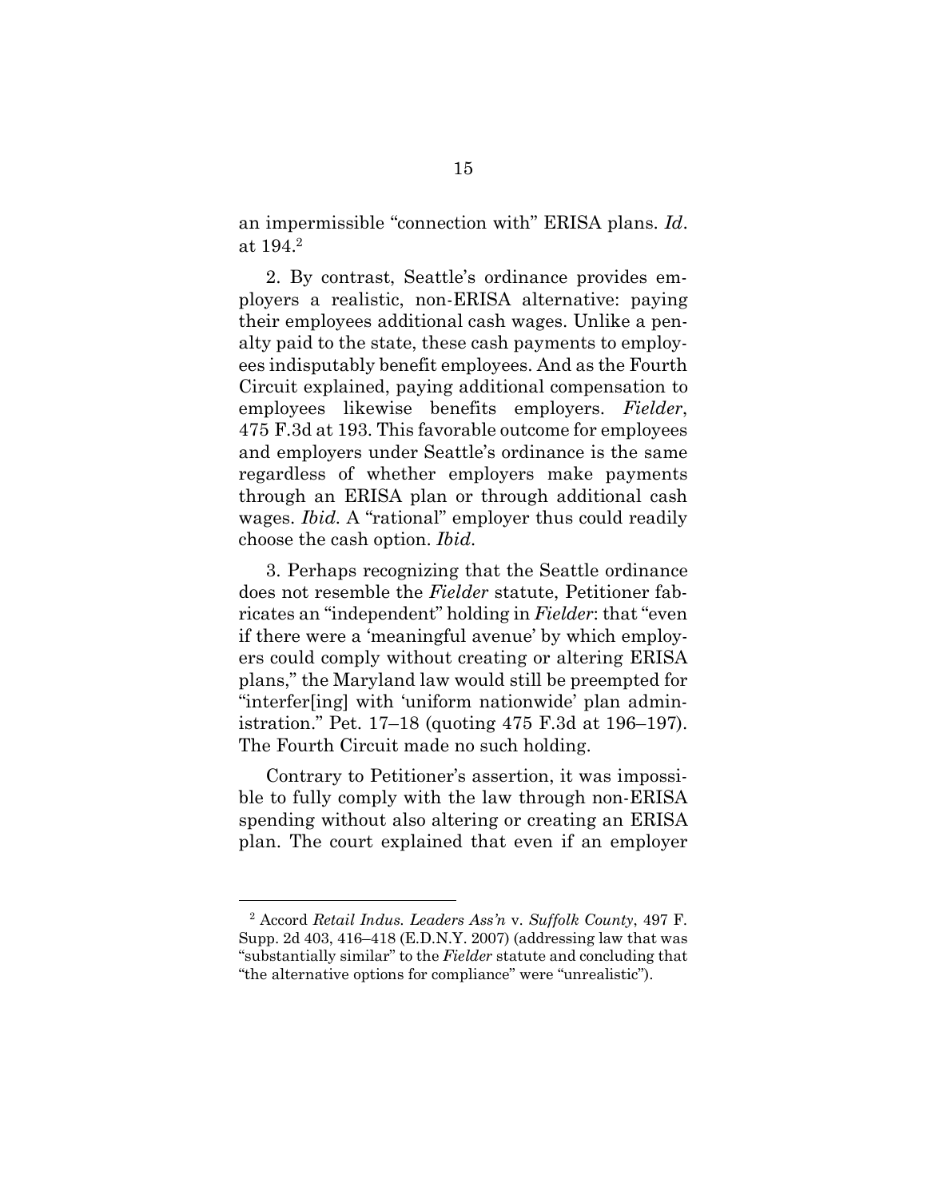an impermissible "connection with" ERISA plans. *Id*. at 194.[2]

2. By contrast, Seattle's ordinance provides employers a realistic, non-ERISA alternative: paying their employees additional cash wages. Unlike a penalty paid to the state, these cash payments to employees indisputably benefit employees. And as the Fourth Circuit explained, paying additional compensation to employees likewise benefits employers. *Fielder*, 475 F.3d at 193. This favorable outcome for employees and employers under Seattle's ordinance is the same regardless of whether employers make payments through an ERISA plan or through additional cash wages. *Ibid.* A "rational" employer thus could readily choose the cash option. *Ibid.*

3. Perhaps recognizing that the Seattle ordinance does not resemble the *Fielder* statute, Petitioner fabricates an "independent" holding in *Fielder*: that "even if there were a 'meaningful avenue' by which employers could comply without creating or altering ERISA plans," the Maryland law would still be preempted for "interfer[ing] with 'uniform nationwide' plan administration." Pet. 17–18 (quoting 475 F.3d at 196–197). The Fourth Circuit made no such holding.

Contrary to Petitioner's assertion, it was impossible to fully comply with the law through non-ERISA spending without also altering or creating an ERISA plan. The court explained that even if an employer

---

[2] Accord *Retail Indus. Leaders Ass'n* v. *Suffolk County*, 497 F. Supp. 2d 403, 416–418 (E.D.N.Y. 2007) (addressing law that was "substantially similar" to the *Fielder* statute and concluding that "the alternative options for compliance" were "unrealistic").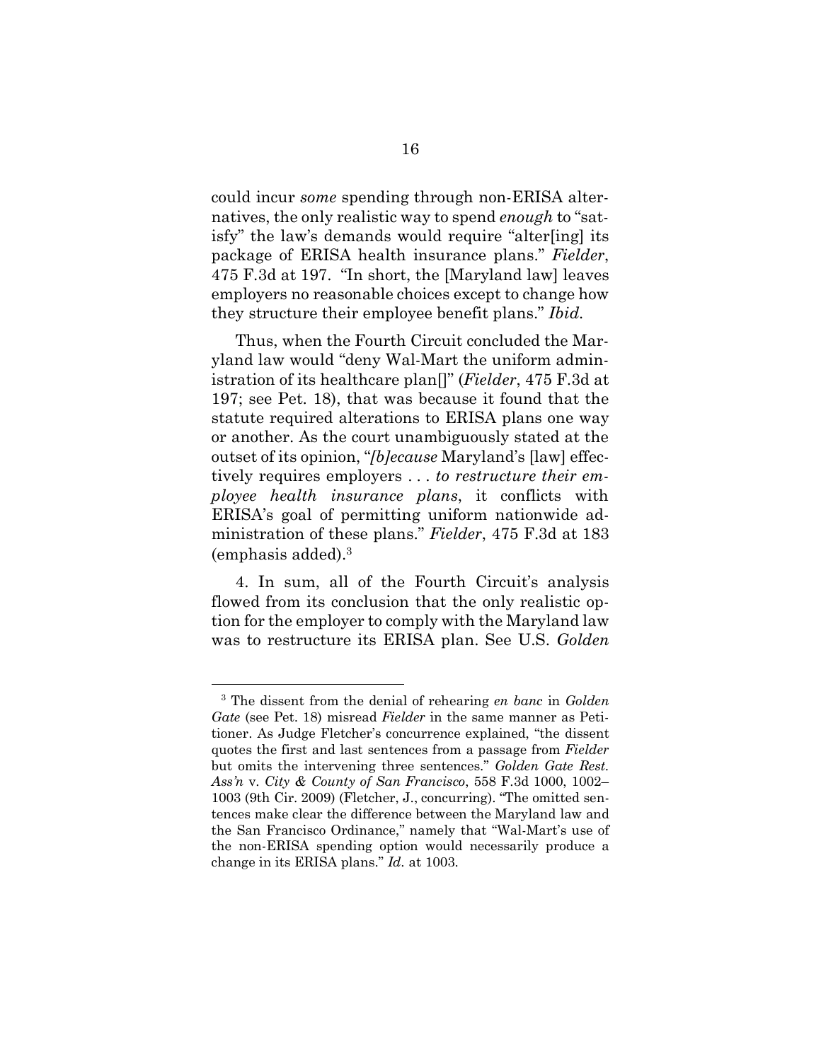could incur *some* spending through non-ERISA alternatives, the only realistic way to spend *enough* to "satisfy" the law's demands would require "alter[ing] its package of ERISA health insurance plans." *Fielder*, 475 F.3d at 197. "In short, the [Maryland law] leaves employers no reasonable choices except to change how they structure their employee benefit plans." *Ibid.*

Thus, when the Fourth Circuit concluded the Maryland law would "deny Wal-Mart the uniform administration of its healthcare plan[]" (*Fielder*, 475 F.3d at 197; see Pet. 18), that was because it found that the statute required alterations to ERISA plans one way or another. As the court unambiguously stated at the outset of its opinion, "*[b]ecause* Maryland's [law] effectively requires employers . . . *to restructure their employee health insurance plans*, it conflicts with ERISA's goal of permitting uniform nationwide administration of these plans." *Fielder*, 475 F.3d at 183 (emphasis added).[3]

4. In sum, all of the Fourth Circuit's analysis flowed from its conclusion that the only realistic option for the employer to comply with the Maryland law was to restructure its ERISA plan. See U.S. *Golden*

---

[3] The dissent from the denial of rehearing *en banc* in *Golden Gate* (see Pet. 18) misread *Fielder* in the same manner as Petitioner. As Judge Fletcher's concurrence explained, "the dissent quotes the first and last sentences from a passage from *Fielder* but omits the intervening three sentences." *Golden Gate Rest. Ass'n* v. *City & County of San Francisco*, 558 F.3d 1000, 1002–1003 (9th Cir. 2009) (Fletcher, J., concurring). "The omitted sentences make clear the difference between the Maryland law and the San Francisco Ordinance," namely that "Wal-Mart's use of the non-ERISA spending option would necessarily produce a change in its ERISA plans." *Id.* at 1003.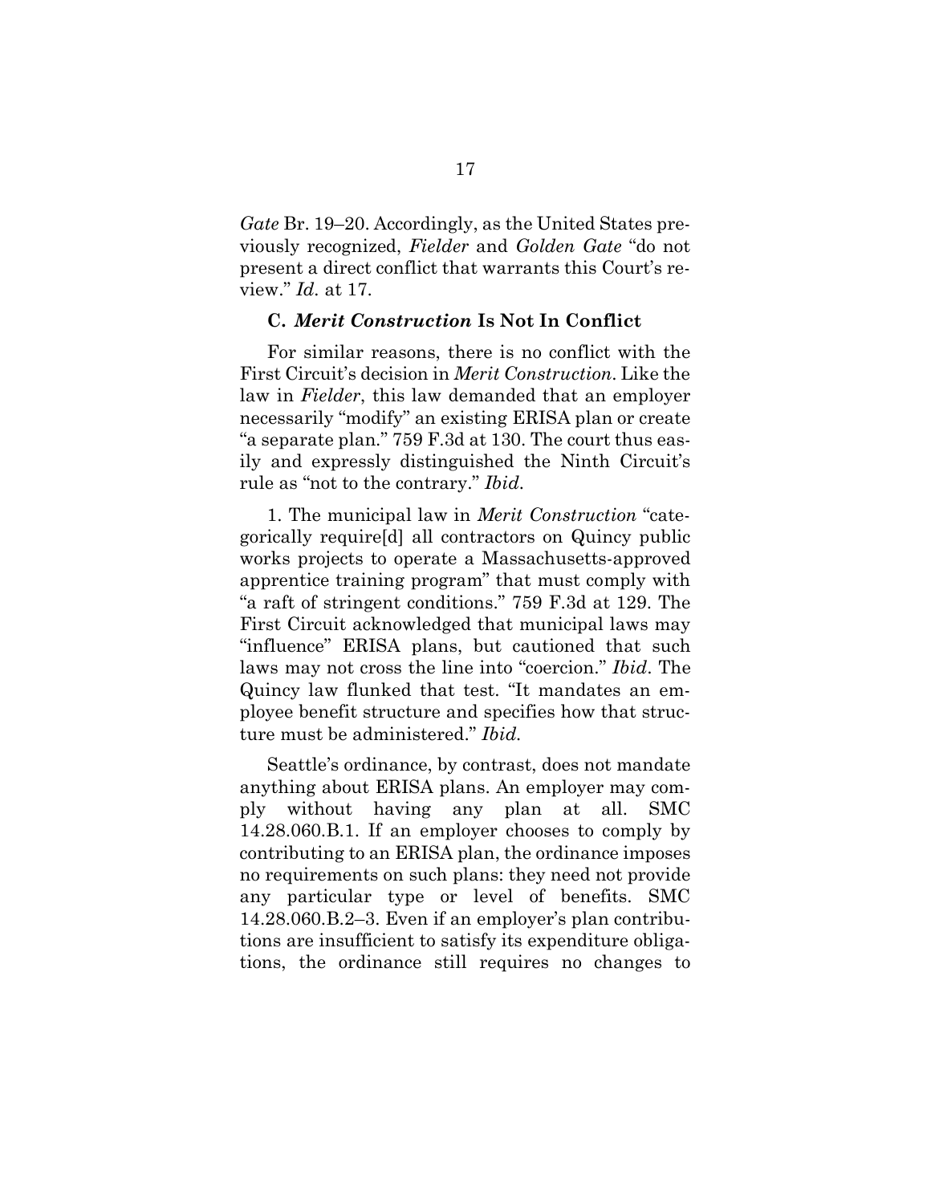*Gate* Br. 19–20. Accordingly, as the United States previously recognized, *Fielder* and *Golden Gate* "do not present a direct conflict that warrants this Court's review." *Id*. at 17.

### C. *Merit Construction* Is Not In Conflict

For similar reasons, there is no conflict with the First Circuit's decision in *Merit Construction*. Like the law in *Fielder*, this law demanded that an employer necessarily "modify" an existing ERISA plan or create "a separate plan." 759 F.3d at 130. The court thus easily and expressly distinguished the Ninth Circuit's rule as "not to the contrary." *Ibid*.

1. The municipal law in *Merit Construction* "categorically require[d] all contractors on Quincy public works projects to operate a Massachusetts-approved apprentice training program" that must comply with "a raft of stringent conditions." 759 F.3d at 129. The First Circuit acknowledged that municipal laws may "influence" ERISA plans, but cautioned that such laws may not cross the line into "coercion." *Ibid*. The Quincy law flunked that test. "It mandates an employee benefit structure and specifies how that structure must be administered." *Ibid*.

Seattle's ordinance, by contrast, does not mandate anything about ERISA plans. An employer may comply without having any plan at all. SMC 14.28.060.B.1. If an employer chooses to comply by contributing to an ERISA plan, the ordinance imposes no requirements on such plans: they need not provide any particular type or level of benefits. SMC 14.28.060.B.2–3. Even if an employer's plan contributions are insufficient to satisfy its expenditure obligations, the ordinance still requires no changes to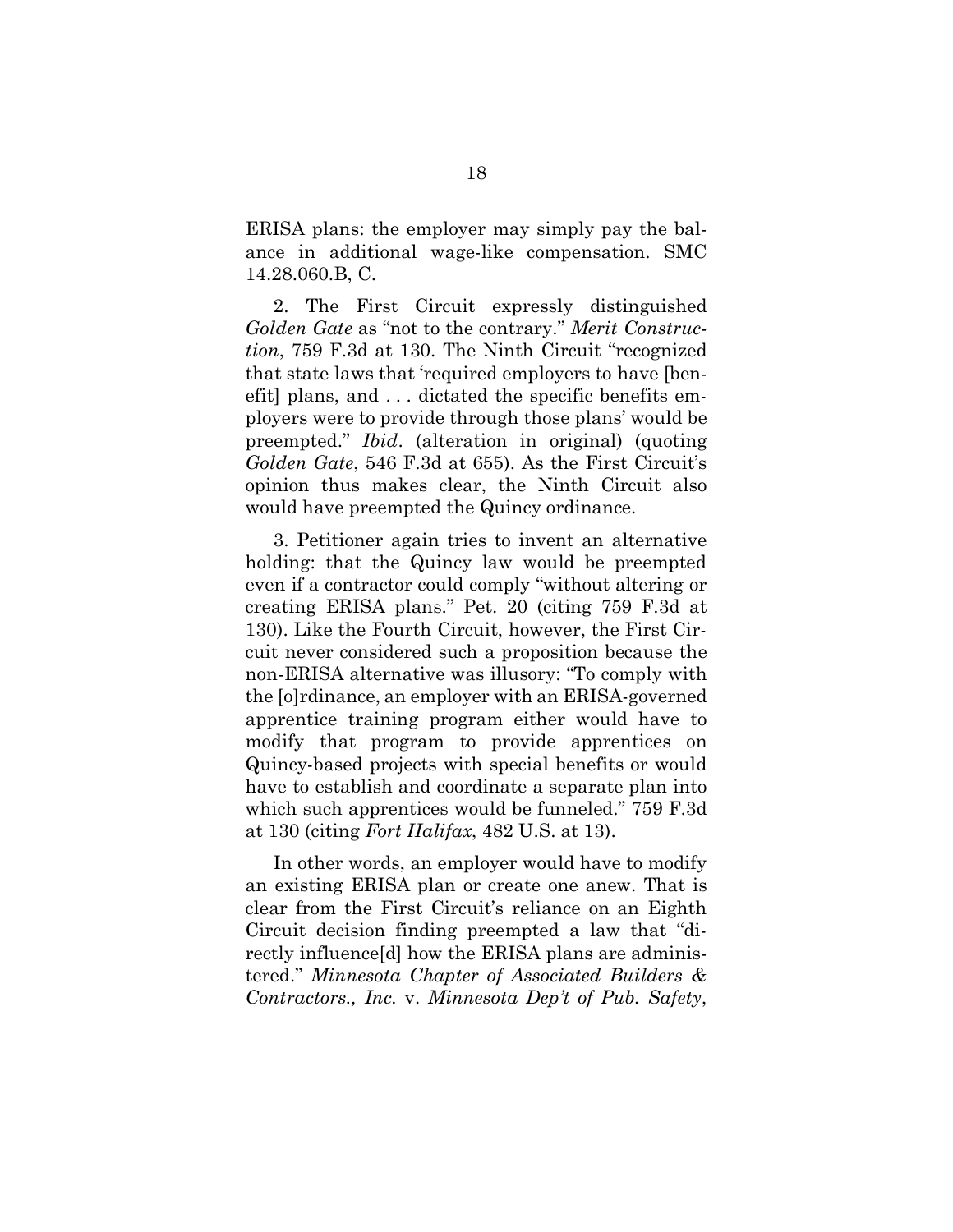ERISA plans: the employer may simply pay the balance in additional wage-like compensation. SMC 14.28.060.B, C.

2. The First Circuit expressly distinguished *Golden Gate* as "not to the contrary." *Merit Construction*, 759 F.3d at 130. The Ninth Circuit "recognized that state laws that 'required employers to have [benefit] plans, and . . . dictated the specific benefits employers were to provide through those plans' would be preempted." *Ibid*. (alteration in original) (quoting *Golden Gate*, 546 F.3d at 655). As the First Circuit's opinion thus makes clear, the Ninth Circuit also would have preempted the Quincy ordinance.

3. Petitioner again tries to invent an alternative holding: that the Quincy law would be preempted even if a contractor could comply "without altering or creating ERISA plans." Pet. 20 (citing 759 F.3d at 130). Like the Fourth Circuit, however, the First Circuit never considered such a proposition because the non-ERISA alternative was illusory: "To comply with the [o]rdinance, an employer with an ERISA-governed apprentice training program either would have to modify that program to provide apprentices on Quincy-based projects with special benefits or would have to establish and coordinate a separate plan into which such apprentices would be funneled." 759 F.3d at 130 (citing *Fort Halifax*, 482 U.S. at 13).

In other words, an employer would have to modify an existing ERISA plan or create one anew. That is clear from the First Circuit's reliance on an Eighth Circuit decision finding preempted a law that "directly influence[d] how the ERISA plans are administered." *Minnesota Chapter of Associated Builders & Contractors., Inc.* v. *Minnesota Dep't of Pub. Safety*,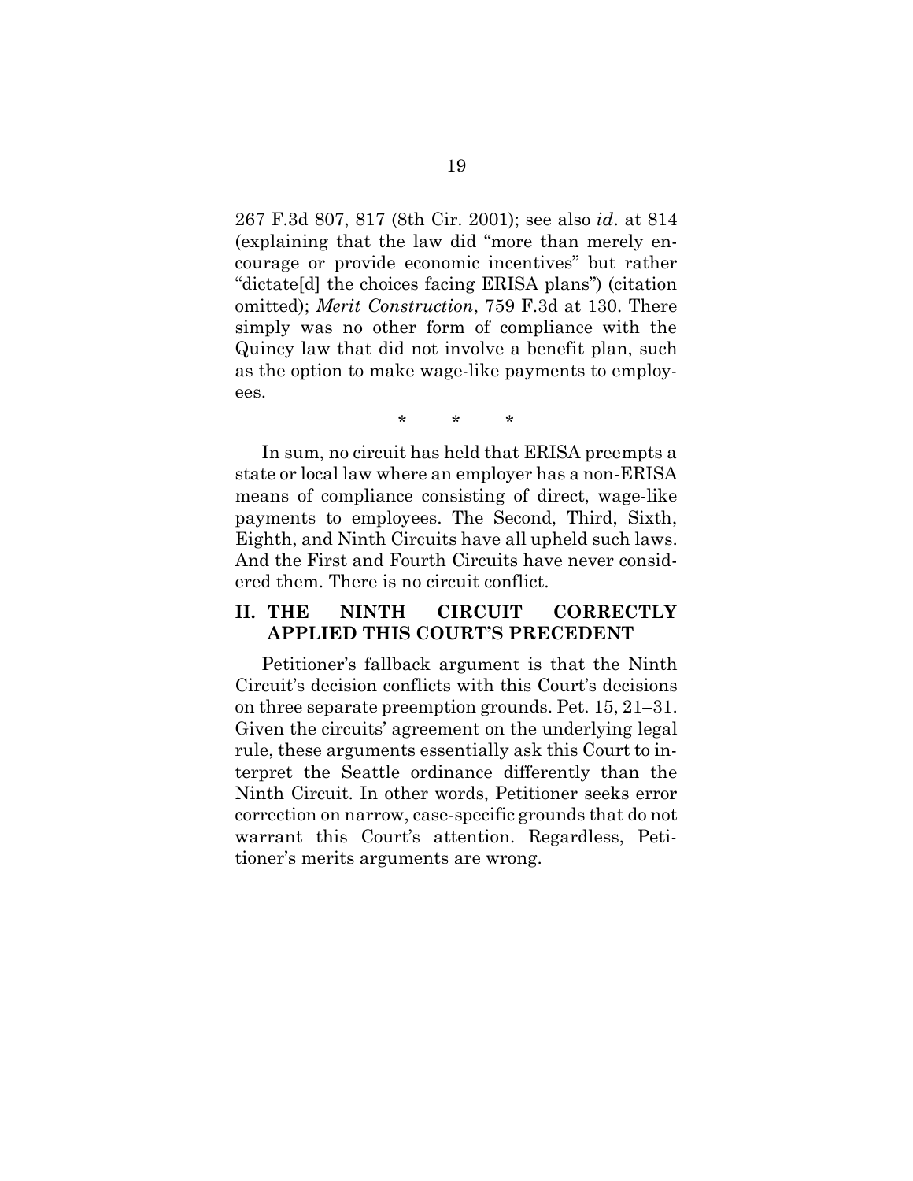267 F.3d 807, 817 (8th Cir. 2001); see also *id*. at 814 (explaining that the law did "more than merely encourage or provide economic incentives" but rather "dictate[d] the choices facing ERISA plans") (citation omitted); *Merit Construction*, 759 F.3d at 130. There simply was no other form of compliance with the Quincy law that did not involve a benefit plan, such as the option to make wage-like payments to employees.

\* \* \*

In sum, no circuit has held that ERISA preempts a state or local law where an employer has a non-ERISA means of compliance consisting of direct, wage-like payments to employees. The Second, Third, Sixth, Eighth, and Ninth Circuits have all upheld such laws. And the First and Fourth Circuits have never considered them. There is no circuit conflict.

## II. THE NINTH CIRCUIT CORRECTLY APPLIED THIS COURT'S PRECEDENT

Petitioner's fallback argument is that the Ninth Circuit's decision conflicts with this Court's decisions on three separate preemption grounds. Pet. 15, 21–31. Given the circuits' agreement on the underlying legal rule, these arguments essentially ask this Court to interpret the Seattle ordinance differently than the Ninth Circuit. In other words, Petitioner seeks error correction on narrow, case-specific grounds that do not warrant this Court's attention. Regardless, Petitioner's merits arguments are wrong.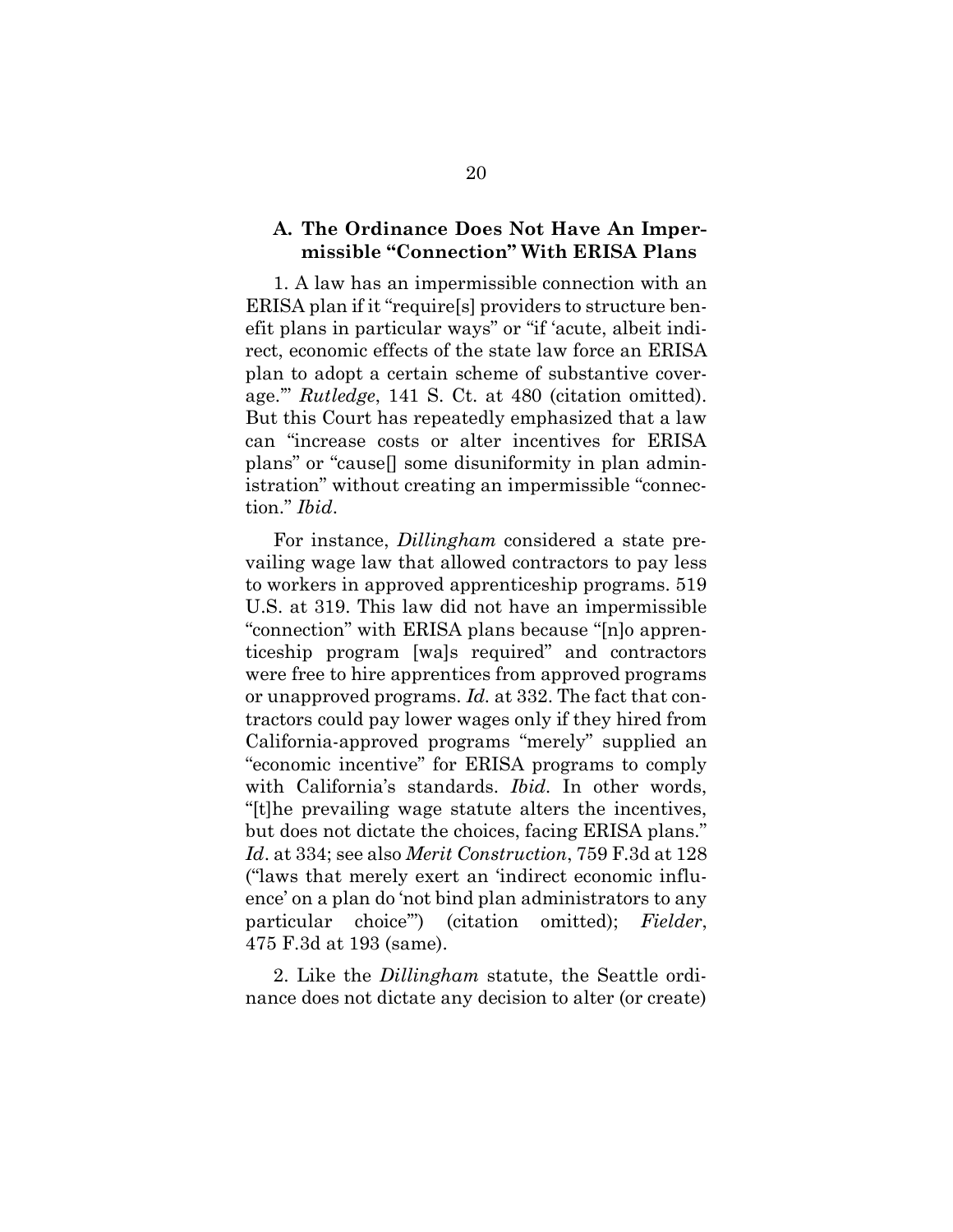### A. The Ordinance Does Not Have An Impermissible "Connection" With ERISA Plans

1. A law has an impermissible connection with an ERISA plan if it "require[s] providers to structure benefit plans in particular ways" or "if 'acute, albeit indirect, economic effects of the state law force an ERISA plan to adopt a certain scheme of substantive coverage.'" *Rutledge*, 141 S. Ct. at 480 (citation omitted). But this Court has repeatedly emphasized that a law can "increase costs or alter incentives for ERISA plans" or "cause[] some disuniformity in plan administration" without creating an impermissible "connection." *Ibid*.

For instance, *Dillingham* considered a state prevailing wage law that allowed contractors to pay less to workers in approved apprenticeship programs. 519 U.S. at 319. This law did not have an impermissible "connection" with ERISA plans because "[n]o apprenticeship program [wa]s required" and contractors were free to hire apprentices from approved programs or unapproved programs. *Id.* at 332. The fact that contractors could pay lower wages only if they hired from California-approved programs "merely" supplied an "economic incentive" for ERISA programs to comply with California's standards. *Ibid.* In other words, "[t]he prevailing wage statute alters the incentives, but does not dictate the choices, facing ERISA plans." *Id*. at 334; see also *Merit Construction*, 759 F.3d at 128 ("laws that merely exert an 'indirect economic influence' on a plan do 'not bind plan administrators to any particular choice'") (citation omitted); *Fielder*, 475 F.3d at 193 (same).

2. Like the *Dillingham* statute, the Seattle ordinance does not dictate any decision to alter (or create)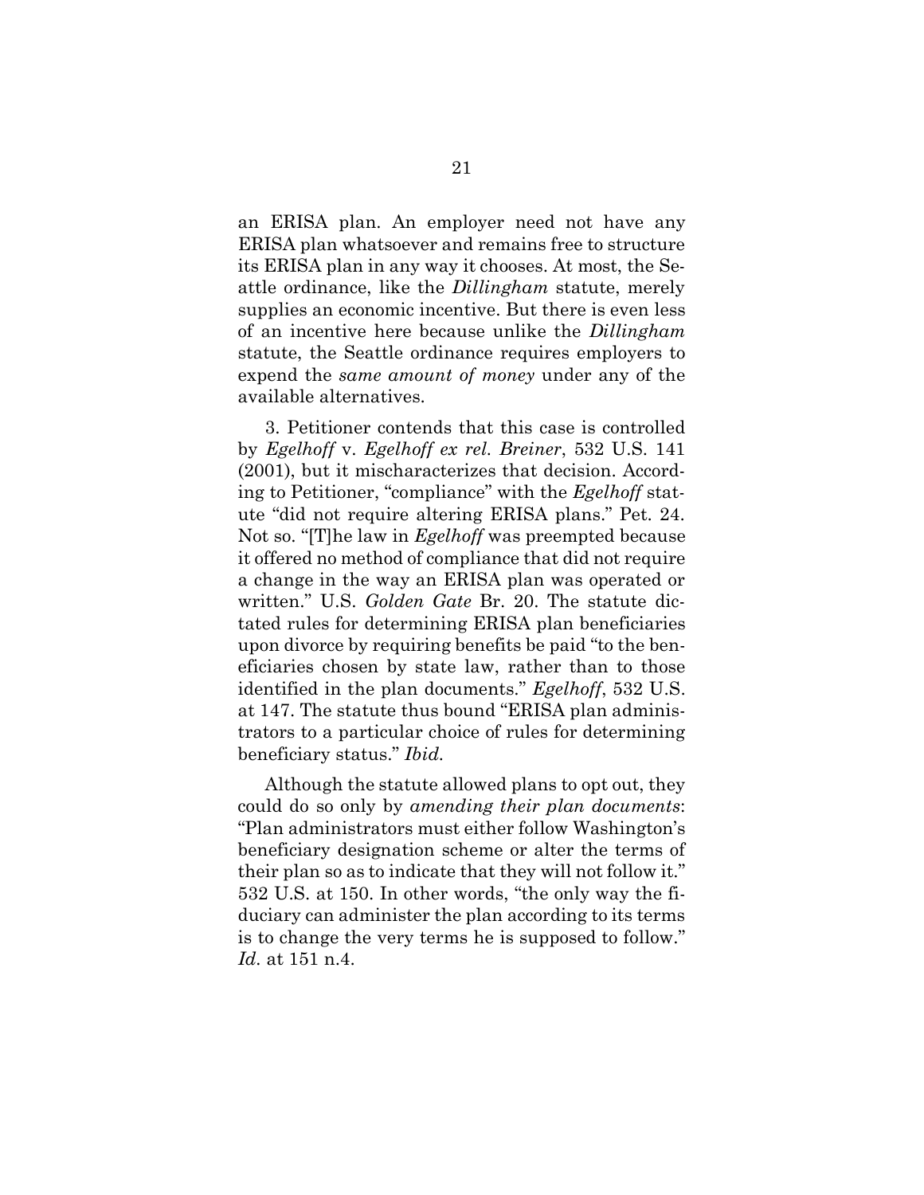an ERISA plan. An employer need not have any ERISA plan whatsoever and remains free to structure its ERISA plan in any way it chooses. At most, the Seattle ordinance, like the *Dillingham* statute, merely supplies an economic incentive. But there is even less of an incentive here because unlike the *Dillingham* statute, the Seattle ordinance requires employers to expend the *same amount of money* under any of the available alternatives.

3. Petitioner contends that this case is controlled by *Egelhoff* v. *Egelhoff ex rel. Breiner*, 532 U.S. 141 (2001), but it mischaracterizes that decision. According to Petitioner, "compliance" with the *Egelhoff* statute "did not require altering ERISA plans." Pet. 24. Not so. "[T]he law in *Egelhoff* was preempted because it offered no method of compliance that did not require a change in the way an ERISA plan was operated or written." U.S. *Golden Gate* Br. 20. The statute dictated rules for determining ERISA plan beneficiaries upon divorce by requiring benefits be paid "to the beneficiaries chosen by state law, rather than to those identified in the plan documents." *Egelhoff*, 532 U.S. at 147. The statute thus bound "ERISA plan administrators to a particular choice of rules for determining beneficiary status." *Ibid.*

Although the statute allowed plans to opt out, they could do so only by *amending their plan documents*: "Plan administrators must either follow Washington's beneficiary designation scheme or alter the terms of their plan so as to indicate that they will not follow it." 532 U.S. at 150. In other words, "the only way the fiduciary can administer the plan according to its terms is to change the very terms he is supposed to follow." *Id*. at 151 n.4.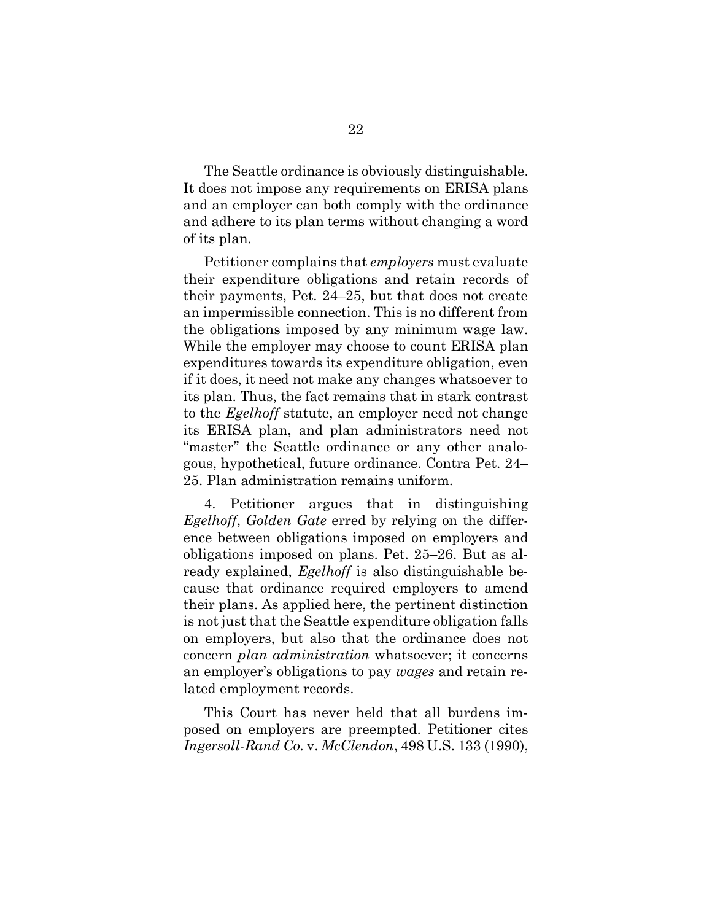The Seattle ordinance is obviously distinguishable. It does not impose any requirements on ERISA plans and an employer can both comply with the ordinance and adhere to its plan terms without changing a word of its plan.

Petitioner complains that *employers* must evaluate their expenditure obligations and retain records of their payments, Pet. 24–25, but that does not create an impermissible connection. This is no different from the obligations imposed by any minimum wage law. While the employer may choose to count ERISA plan expenditures towards its expenditure obligation, even if it does, it need not make any changes whatsoever to its plan. Thus, the fact remains that in stark contrast to the *Egelhoff* statute, an employer need not change its ERISA plan, and plan administrators need not "master" the Seattle ordinance or any other analogous, hypothetical, future ordinance. Contra Pet. 24–25. Plan administration remains uniform.

4. Petitioner argues that in distinguishing *Egelhoff*, *Golden Gate* erred by relying on the difference between obligations imposed on employers and obligations imposed on plans. Pet. 25–26. But as already explained, *Egelhoff* is also distinguishable because that ordinance required employers to amend their plans. As applied here, the pertinent distinction is not just that the Seattle expenditure obligation falls on employers, but also that the ordinance does not concern *plan administration* whatsoever; it concerns an employer's obligations to pay *wages* and retain related employment records.

This Court has never held that all burdens imposed on employers are preempted. Petitioner cites *Ingersoll-Rand Co.* v. *McClendon*, 498 U.S. 133 (1990),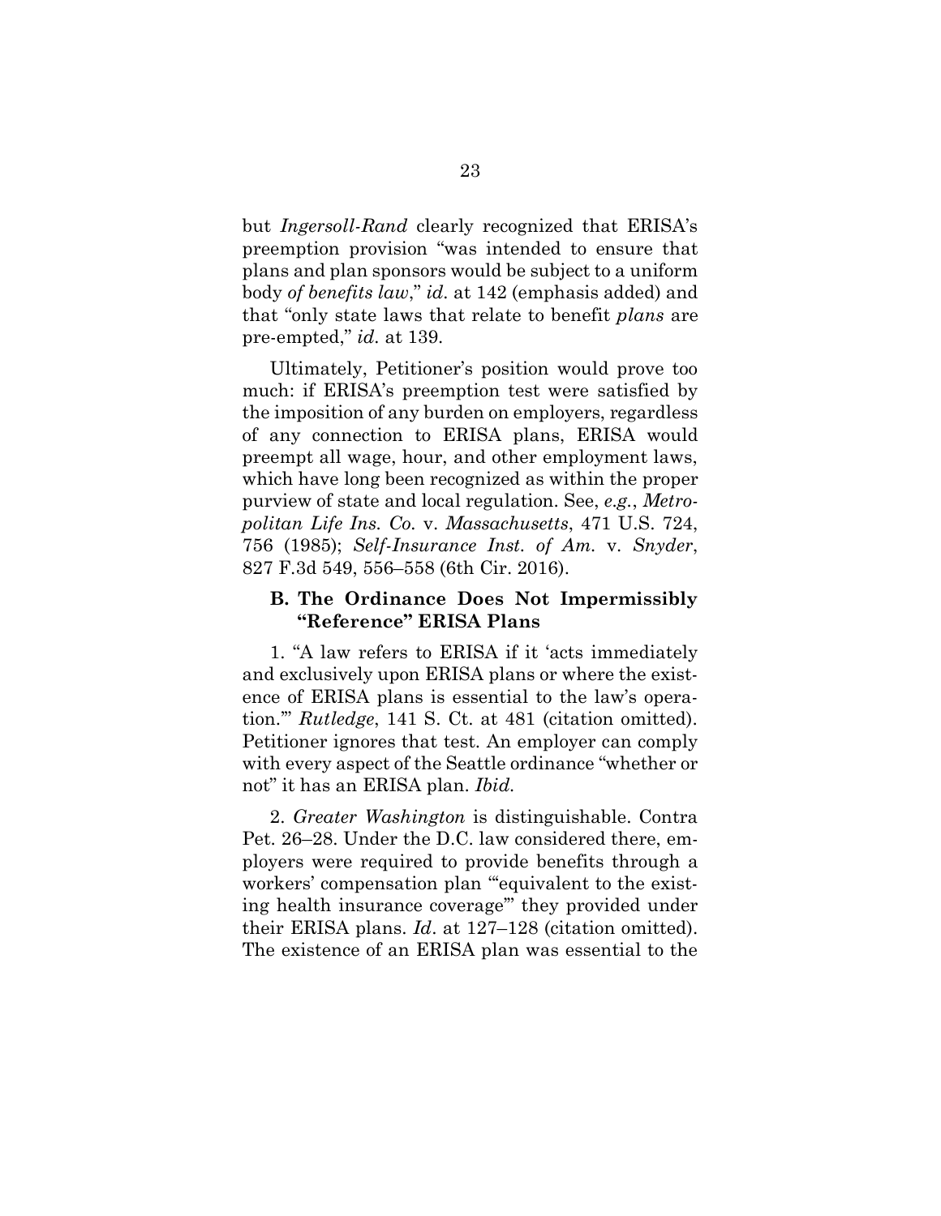but *Ingersoll-Rand* clearly recognized that ERISA's preemption provision "was intended to ensure that plans and plan sponsors would be subject to a uniform body *of benefits law*," *id.* at 142 (emphasis added) and that "only state laws that relate to benefit *plans* are pre-empted," *id.* at 139.

Ultimately, Petitioner's position would prove too much: if ERISA's preemption test were satisfied by the imposition of any burden on employers, regardless of any connection to ERISA plans, ERISA would preempt all wage, hour, and other employment laws, which have long been recognized as within the proper purview of state and local regulation. See, *e.g.*, *Metropolitan Life Ins. Co.* v. *Massachusetts*, 471 U.S. 724, 756 (1985); *Self-Insurance Inst. of Am.* v. *Snyder*, 827 F.3d 549, 556–558 (6th Cir. 2016).

### B. The Ordinance Does Not Impermissibly "Reference" ERISA Plans

1. "A law refers to ERISA if it 'acts immediately and exclusively upon ERISA plans or where the existence of ERISA plans is essential to the law's operation.'" *Rutledge*, 141 S. Ct. at 481 (citation omitted). Petitioner ignores that test. An employer can comply with every aspect of the Seattle ordinance "whether or not" it has an ERISA plan. *Ibid.*

2. *Greater Washington* is distinguishable. Contra Pet. 26–28. Under the D.C. law considered there, employers were required to provide benefits through a workers' compensation plan "'equivalent to the existing health insurance coverage'" they provided under their ERISA plans. *Id*. at 127–128 (citation omitted). The existence of an ERISA plan was essential to the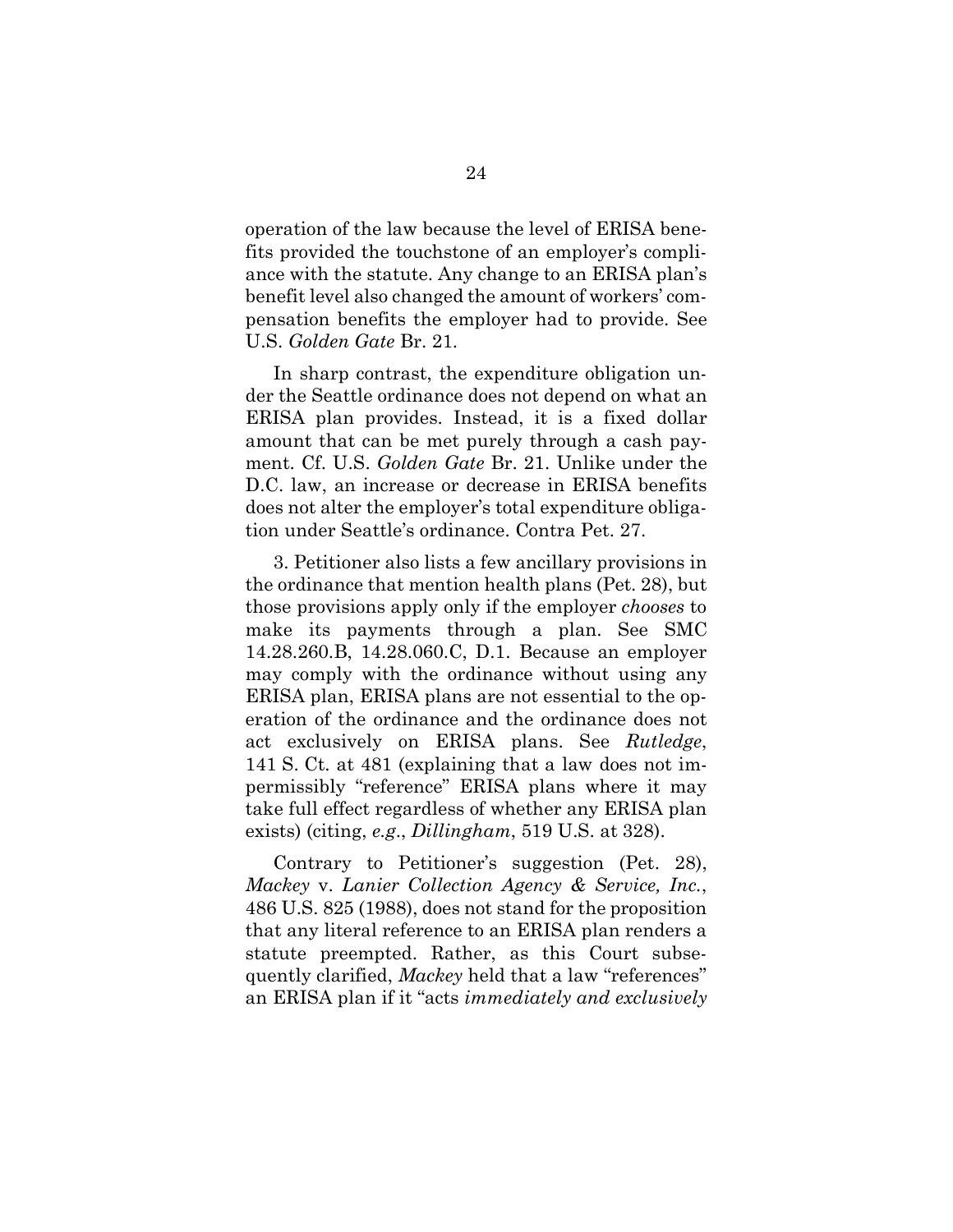operation of the law because the level of ERISA benefits provided the touchstone of an employer's compliance with the statute. Any change to an ERISA plan's benefit level also changed the amount of workers' compensation benefits the employer had to provide. See U.S. *Golden Gate* Br. 21.

In sharp contrast, the expenditure obligation under the Seattle ordinance does not depend on what an ERISA plan provides. Instead, it is a fixed dollar amount that can be met purely through a cash payment. Cf. U.S. *Golden Gate* Br. 21. Unlike under the D.C. law, an increase or decrease in ERISA benefits does not alter the employer's total expenditure obligation under Seattle's ordinance. Contra Pet. 27.

3. Petitioner also lists a few ancillary provisions in the ordinance that mention health plans (Pet. 28), but those provisions apply only if the employer *chooses* to make its payments through a plan. See SMC 14.28.260.B, 14.28.060.C, D.1. Because an employer may comply with the ordinance without using any ERISA plan, ERISA plans are not essential to the operation of the ordinance and the ordinance does not act exclusively on ERISA plans. See *Rutledge*, 141 S. Ct. at 481 (explaining that a law does not impermissibly "reference" ERISA plans where it may take full effect regardless of whether any ERISA plan exists) (citing, *e.g*., *Dillingham*, 519 U.S. at 328).

Contrary to Petitioner's suggestion (Pet. 28), *Mackey* v. *Lanier Collection Agency & Service, Inc.*, 486 U.S. 825 (1988), does not stand for the proposition that any literal reference to an ERISA plan renders a statute preempted. Rather, as this Court subsequently clarified, *Mackey* held that a law "references" an ERISA plan if it "acts *immediately and exclusively*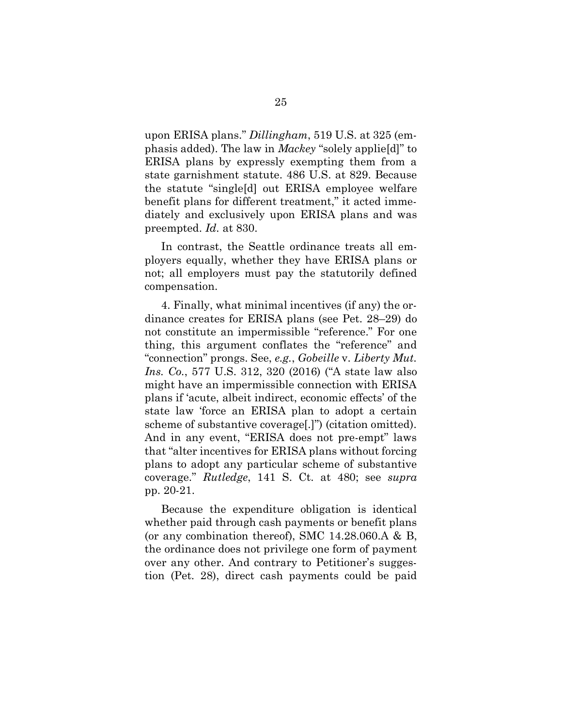upon ERISA plans." *Dillingham*, 519 U.S. at 325 (emphasis added). The law in *Mackey* "solely applie[d]" to ERISA plans by expressly exempting them from a state garnishment statute. 486 U.S. at 829. Because the statute "single[d] out ERISA employee welfare benefit plans for different treatment," it acted immediately and exclusively upon ERISA plans and was preempted. *Id.* at 830.

In contrast, the Seattle ordinance treats all employers equally, whether they have ERISA plans or not; all employers must pay the statutorily defined compensation.

4. Finally, what minimal incentives (if any) the ordinance creates for ERISA plans (see Pet. 28–29) do not constitute an impermissible "reference." For one thing, this argument conflates the "reference" and "connection" prongs. See, *e.g.*, *Gobeille* v. *Liberty Mut. Ins. Co.*, 577 U.S. 312, 320 (2016) ("A state law also might have an impermissible connection with ERISA plans if 'acute, albeit indirect, economic effects' of the state law 'force an ERISA plan to adopt a certain scheme of substantive coverage[.]") (citation omitted). And in any event, "ERISA does not pre-empt" laws that "alter incentives for ERISA plans without forcing plans to adopt any particular scheme of substantive coverage." *Rutledge*, 141 S. Ct. at 480; see *supra* pp. 20-21.

Because the expenditure obligation is identical whether paid through cash payments or benefit plans (or any combination thereof), SMC 14.28.060.A & B, the ordinance does not privilege one form of payment over any other. And contrary to Petitioner's suggestion (Pet. 28), direct cash payments could be paid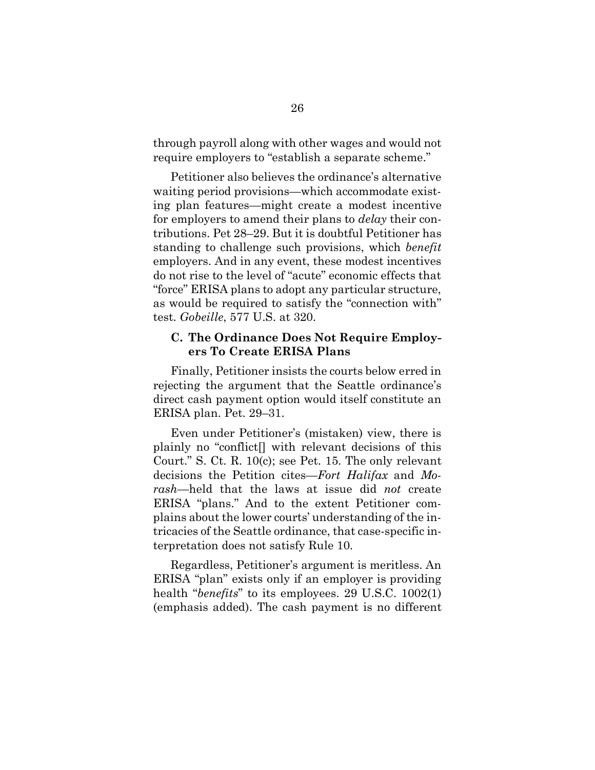through payroll along with other wages and would not require employers to "establish a separate scheme."

Petitioner also believes the ordinance's alternative waiting period provisions—which accommodate existing plan features—might create a modest incentive for employers to amend their plans to *delay* their contributions. Pet 28–29. But it is doubtful Petitioner has standing to challenge such provisions, which *benefit* employers. And in any event, these modest incentives do not rise to the level of "acute" economic effects that "force" ERISA plans to adopt any particular structure, as would be required to satisfy the "connection with" test. *Gobeille*, 577 U.S. at 320.

### C. The Ordinance Does Not Require Employers To Create ERISA Plans

Finally, Petitioner insists the courts below erred in rejecting the argument that the Seattle ordinance's direct cash payment option would itself constitute an ERISA plan. Pet. 29–31.

Even under Petitioner's (mistaken) view, there is plainly no "conflict[] with relevant decisions of this Court." S. Ct. R. 10(c); see Pet. 15. The only relevant decisions the Petition cites—*Fort Halifax* and *Morash*—held that the laws at issue did *not* create ERISA "plans." And to the extent Petitioner complains about the lower courts' understanding of the intricacies of the Seattle ordinance, that case-specific interpretation does not satisfy Rule 10.

Regardless, Petitioner's argument is meritless. An ERISA "plan" exists only if an employer is providing health "*benefits*" to its employees. 29 U.S.C. 1002(1) (emphasis added). The cash payment is no different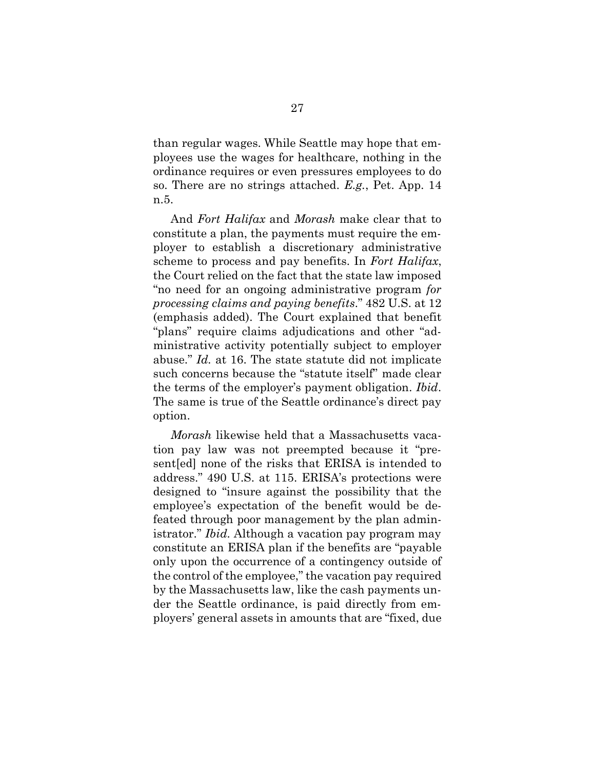than regular wages. While Seattle may hope that employees use the wages for healthcare, nothing in the ordinance requires or even pressures employees to do so. There are no strings attached. *E.g.*, Pet. App. 14 n.5.

And *Fort Halifax* and *Morash* make clear that to constitute a plan, the payments must require the employer to establish a discretionary administrative scheme to process and pay benefits. In *Fort Halifax*, the Court relied on the fact that the state law imposed "no need for an ongoing administrative program *for processing claims and paying benefits*." 482 U.S. at 12 (emphasis added). The Court explained that benefit "plans" require claims adjudications and other "administrative activity potentially subject to employer abuse." *Id.* at 16. The state statute did not implicate such concerns because the "statute itself" made clear the terms of the employer's payment obligation. *Ibid*. The same is true of the Seattle ordinance's direct pay option.

*Morash* likewise held that a Massachusetts vacation pay law was not preempted because it "present[ed] none of the risks that ERISA is intended to address." 490 U.S. at 115. ERISA's protections were designed to "insure against the possibility that the employee's expectation of the benefit would be defeated through poor management by the plan administrator." *Ibid.* Although a vacation pay program may constitute an ERISA plan if the benefits are "payable only upon the occurrence of a contingency outside of the control of the employee," the vacation pay required by the Massachusetts law, like the cash payments under the Seattle ordinance, is paid directly from employers' general assets in amounts that are "fixed, due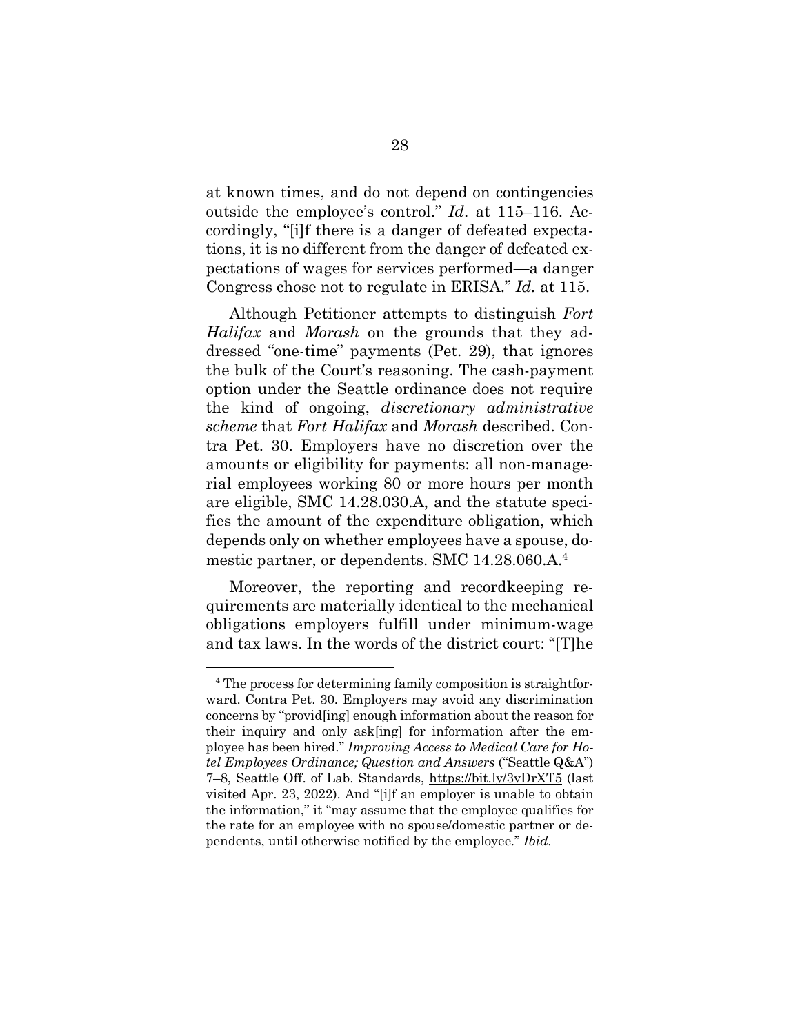at known times, and do not depend on contingencies outside the employee's control." *Id*. at 115–116. Accordingly, "[i]f there is a danger of defeated expectations, it is no different from the danger of defeated expectations of wages for services performed—a danger Congress chose not to regulate in ERISA." *Id*. at 115.

Although Petitioner attempts to distinguish *Fort Halifax* and *Morash* on the grounds that they addressed "one-time" payments (Pet. 29), that ignores the bulk of the Court's reasoning. The cash-payment option under the Seattle ordinance does not require the kind of ongoing, *discretionary administrative scheme* that *Fort Halifax* and *Morash* described. Contra Pet. 30. Employers have no discretion over the amounts or eligibility for payments: all non-managerial employees working 80 or more hours per month are eligible, SMC 14.28.030.A, and the statute specifies the amount of the expenditure obligation, which depends only on whether employees have a spouse, domestic partner, or dependents. SMC 14.28.060.A.[4]

Moreover, the reporting and recordkeeping requirements are materially identical to the mechanical obligations employers fulfill under minimum-wage and tax laws. In the words of the district court: "[T]he

---

[4] The process for determining family composition is straightforward. Contra Pet. 30. Employers may avoid any discrimination concerns by "provid[ing] enough information about the reason for their inquiry and only ask[ing] for information after the employee has been hired." *Improving Access to Medical Care for Hotel Employees Ordinance; Question and Answers* ("Seattle Q&A") 7–8, Seattle Off. of Lab. Standards, https://bit.ly/3vDrXT5 (last visited Apr. 23, 2022). And "[i]f an employer is unable to obtain the information," it "may assume that the employee qualifies for the rate for an employee with no spouse/domestic partner or dependents, until otherwise notified by the employee." *Ibid.*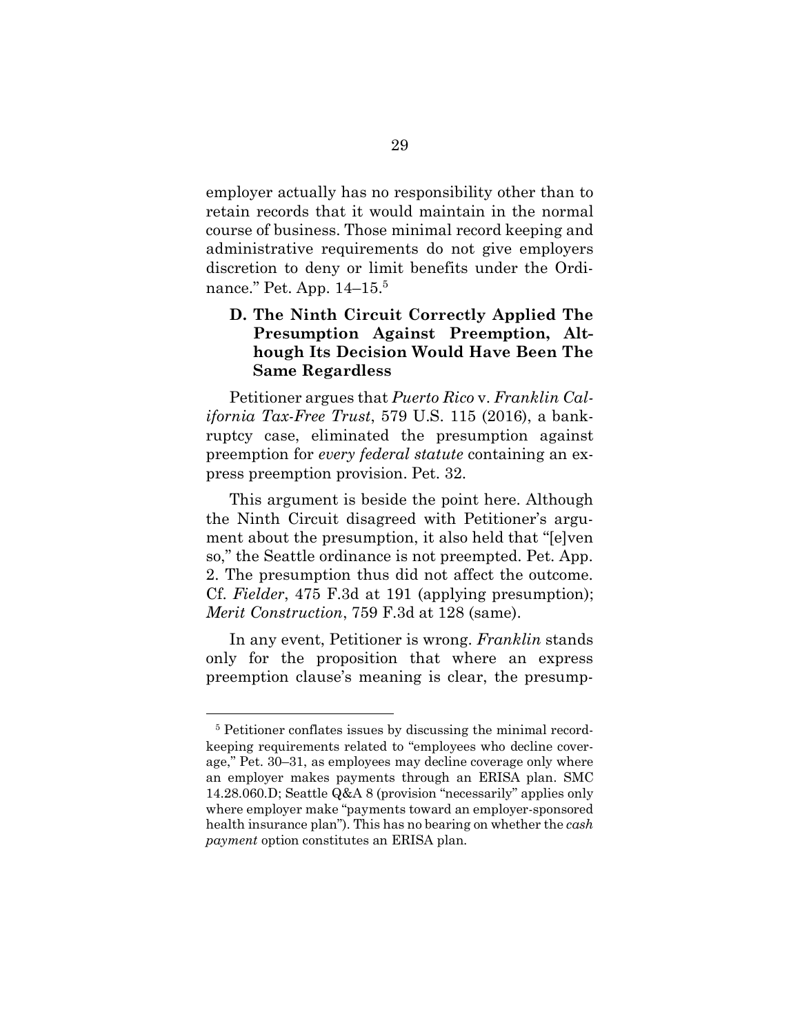employer actually has no responsibility other than to retain records that it would maintain in the normal course of business. Those minimal record keeping and administrative requirements do not give employers discretion to deny or limit benefits under the Ordinance." Pet. App. 14–15.[5]

### D. The Ninth Circuit Correctly Applied The Presumption Against Preemption, Although Its Decision Would Have Been The Same Regardless

Petitioner argues that *Puerto Rico* v. *Franklin California Tax-Free Trust*, 579 U.S. 115 (2016), a bankruptcy case, eliminated the presumption against preemption for *every federal statute* containing an express preemption provision. Pet. 32.

This argument is beside the point here. Although the Ninth Circuit disagreed with Petitioner's argument about the presumption, it also held that "[e]ven so," the Seattle ordinance is not preempted. Pet. App. 2. The presumption thus did not affect the outcome. Cf. *Fielder*, 475 F.3d at 191 (applying presumption); *Merit Construction*, 759 F.3d at 128 (same).

In any event, Petitioner is wrong. *Franklin* stands only for the proposition that where an express preemption clause's meaning is clear, the presump-

[5] Petitioner conflates issues by discussing the minimal record-keeping requirements related to "employees who decline coverage," Pet. 30–31, as employees may decline coverage only where an employer makes payments through an ERISA plan. SMC 14.28.060.D; Seattle Q&A 8 (provision "necessarily" applies only where employer make "payments toward an employer-sponsored health insurance plan"). This has no bearing on whether the *cash payment* option constitutes an ERISA plan.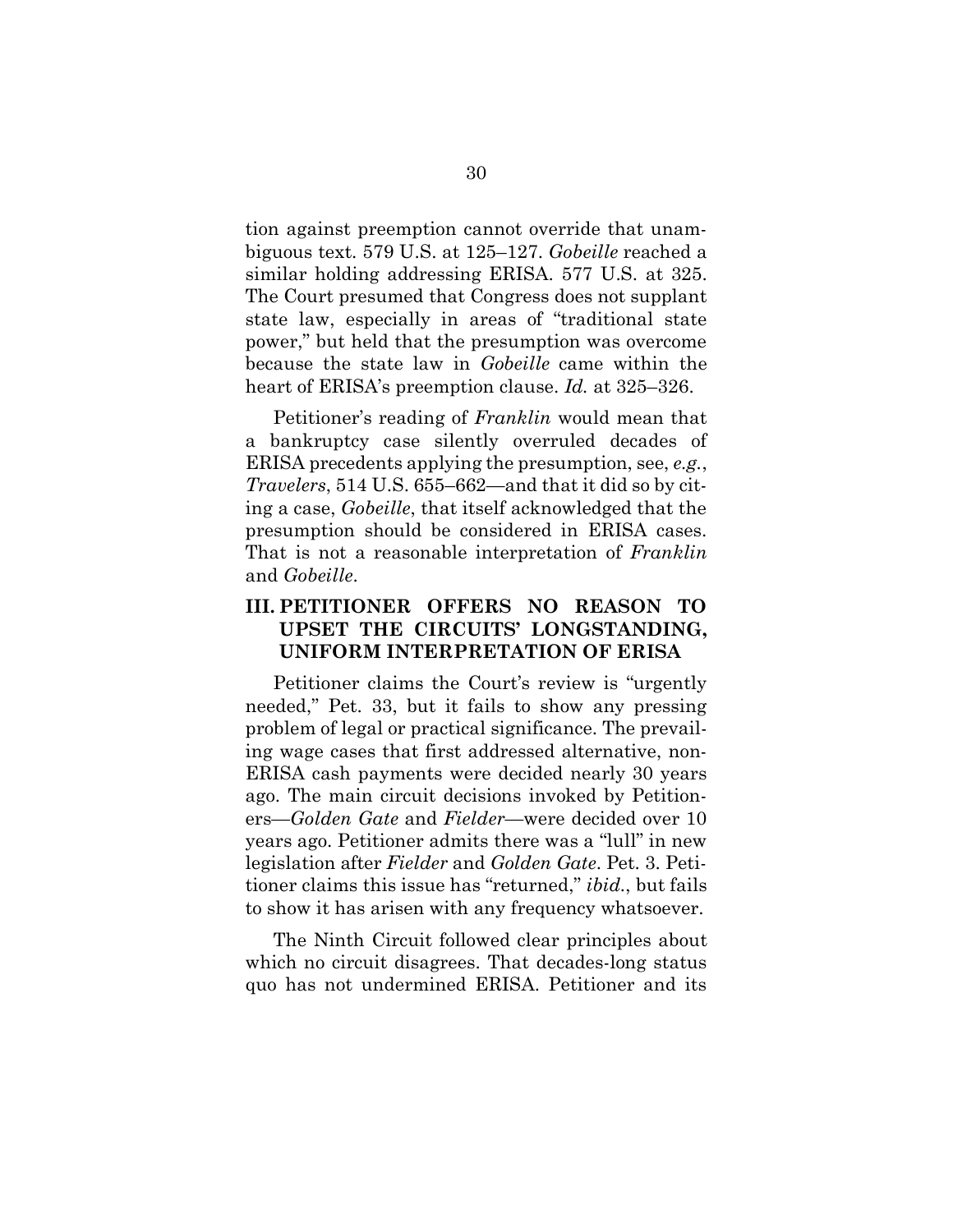tion against preemption cannot override that unambiguous text. 579 U.S. at 125–127. *Gobeille* reached a similar holding addressing ERISA. 577 U.S. at 325. The Court presumed that Congress does not supplant state law, especially in areas of "traditional state power," but held that the presumption was overcome because the state law in *Gobeille* came within the heart of ERISA's preemption clause. *Id.* at 325–326.

Petitioner's reading of *Franklin* would mean that a bankruptcy case silently overruled decades of ERISA precedents applying the presumption, see, *e.g.*, *Travelers*, 514 U.S. 655–662—and that it did so by citing a case, *Gobeille*, that itself acknowledged that the presumption should be considered in ERISA cases. That is not a reasonable interpretation of *Franklin* and *Gobeille*.

## III. PETITIONER OFFERS NO REASON TO UPSET THE CIRCUITS' LONGSTANDING, UNIFORM INTERPRETATION OF ERISA

Petitioner claims the Court's review is "urgently needed," Pet. 33, but it fails to show any pressing problem of legal or practical significance. The prevailing wage cases that first addressed alternative, non-ERISA cash payments were decided nearly 30 years ago. The main circuit decisions invoked by Petitioners—*Golden Gate* and *Fielder*—were decided over 10 years ago. Petitioner admits there was a "lull" in new legislation after *Fielder* and *Golden Gate*. Pet. 3. Petitioner claims this issue has "returned," *ibid.*, but fails to show it has arisen with any frequency whatsoever.

The Ninth Circuit followed clear principles about which no circuit disagrees. That decades-long status quo has not undermined ERISA. Petitioner and its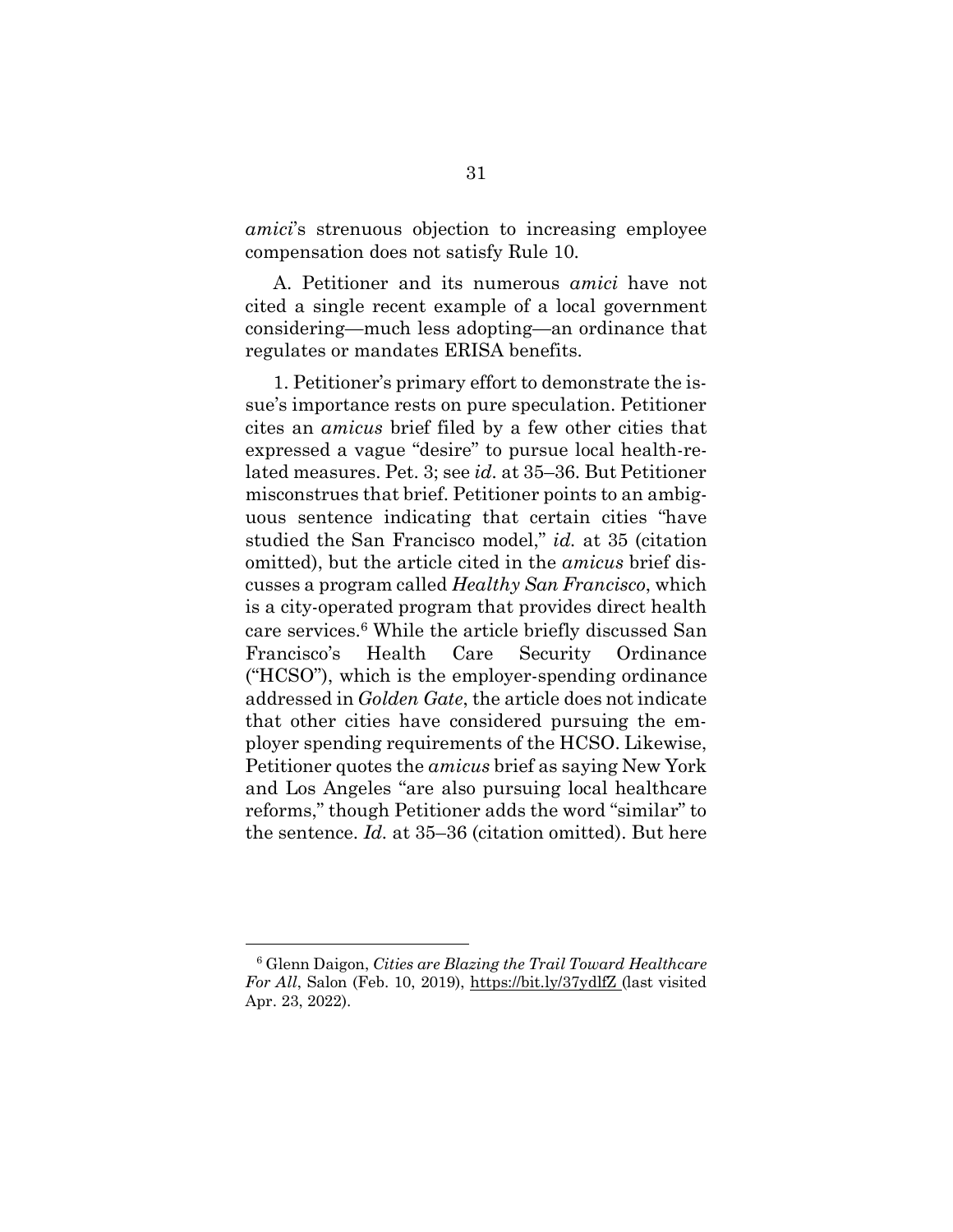*amici*'s strenuous objection to increasing employee compensation does not satisfy Rule 10.

A. Petitioner and its numerous *amici* have not cited a single recent example of a local government considering—much less adopting—an ordinance that regulates or mandates ERISA benefits.

1. Petitioner's primary effort to demonstrate the issue's importance rests on pure speculation. Petitioner cites an *amicus* brief filed by a few other cities that expressed a vague "desire" to pursue local health-related measures. Pet. 3; see *id.* at 35–36. But Petitioner misconstrues that brief. Petitioner points to an ambiguous sentence indicating that certain cities "have studied the San Francisco model," *id.* at 35 (citation omitted), but the article cited in the *amicus* brief discusses a program called *Healthy San Francisco*, which is a city-operated program that provides direct health care services.[6] While the article briefly discussed San Francisco's Health Care Security Ordinance ("HCSO"), which is the employer-spending ordinance addressed in *Golden Gate*, the article does not indicate that other cities have considered pursuing the employer spending requirements of the HCSO. Likewise, Petitioner quotes the *amicus* brief as saying New York and Los Angeles "are also pursuing local healthcare reforms," though Petitioner adds the word "similar" to the sentence. *Id.* at 35–36 (citation omitted). But here

---

[6] Glenn Daigon, *Cities are Blazing the Trail Toward Healthcare For All*, Salon (Feb. 10, 2019), https://bit.ly/37ydlfZ (last visited Apr. 23, 2022).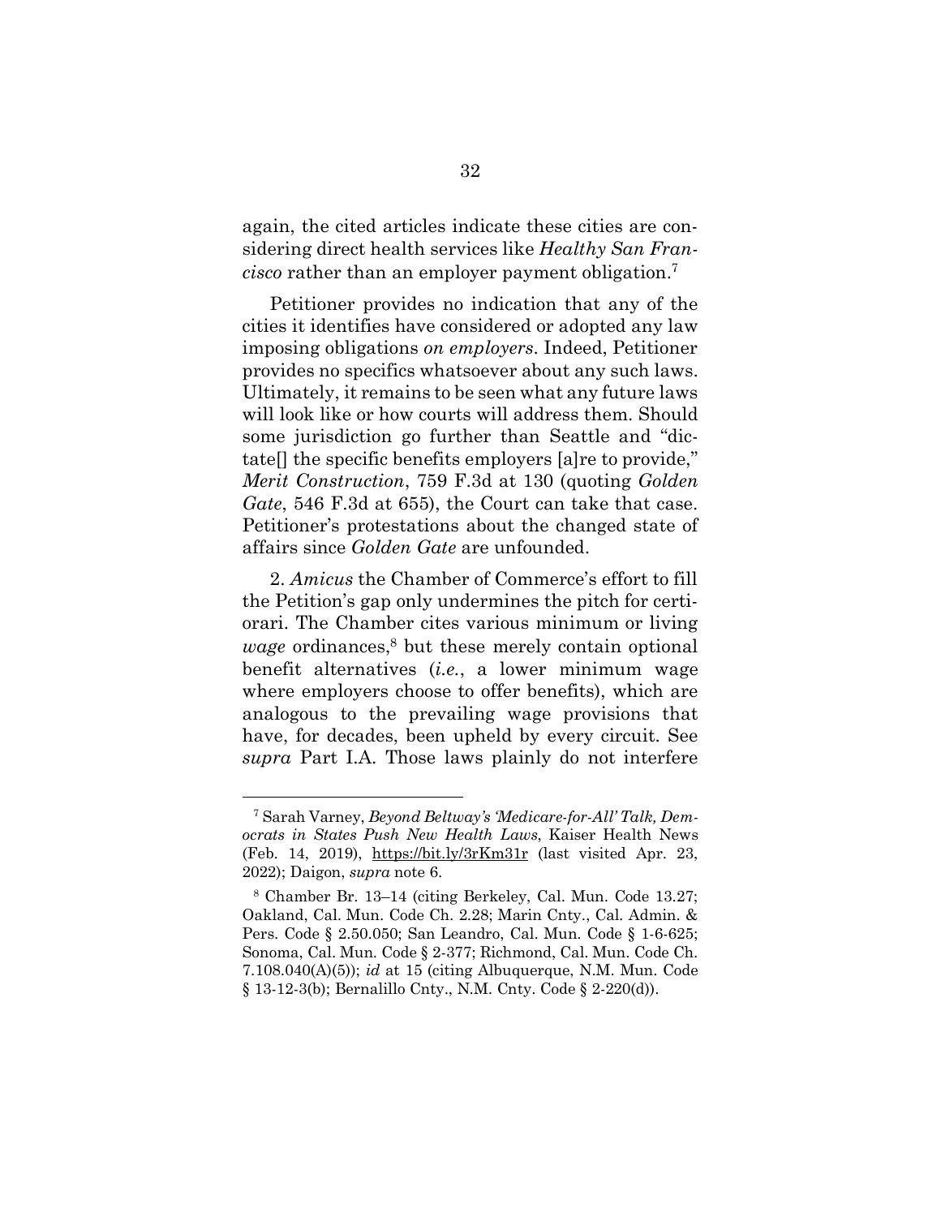again, the cited articles indicate these cities are considering direct health services like *Healthy San Francisco* rather than an employer payment obligation.[7]

Petitioner provides no indication that any of the cities it identifies have considered or adopted any law imposing obligations *on employers*. Indeed, Petitioner provides no specifics whatsoever about any such laws. Ultimately, it remains to be seen what any future laws will look like or how courts will address them. Should some jurisdiction go further than Seattle and "dictate[] the specific benefits employers [a]re to provide," *Merit Construction*, 759 F.3d at 130 (quoting *Golden Gate*, 546 F.3d at 655), the Court can take that case. Petitioner's protestations about the changed state of affairs since *Golden Gate* are unfounded.

2. *Amicus* the Chamber of Commerce's effort to fill the Petition's gap only undermines the pitch for certiorari. The Chamber cites various minimum or living *wage* ordinances,[8] but these merely contain optional benefit alternatives (*i.e.*, a lower minimum wage where employers choose to offer benefits), which are analogous to the prevailing wage provisions that have, for decades, been upheld by every circuit. See *supra* Part I.A. Those laws plainly do not interfere

---

[7] Sarah Varney, *Beyond Beltway's 'Medicare-for-All' Talk, Democrats in States Push New Health Laws*, Kaiser Health News (Feb. 14, 2019), https://bit.ly/3rKm31r (last visited Apr. 23, 2022); Daigon, *supra* note 6.

[8] Chamber Br. 13–14 (citing Berkeley, Cal. Mun. Code 13.27; Oakland, Cal. Mun. Code Ch. 2.28; Marin Cnty., Cal. Admin. & Pers. Code § 2.50.050; San Leandro, Cal. Mun. Code § 1-6-625; Sonoma, Cal. Mun. Code § 2-377; Richmond, Cal. Mun. Code Ch. 7.108.040(A)(5)); *id* at 15 (citing Albuquerque, N.M. Mun. Code § 13-12-3(b); Bernalillo Cnty., N.M. Cnty. Code § 2-220(d)).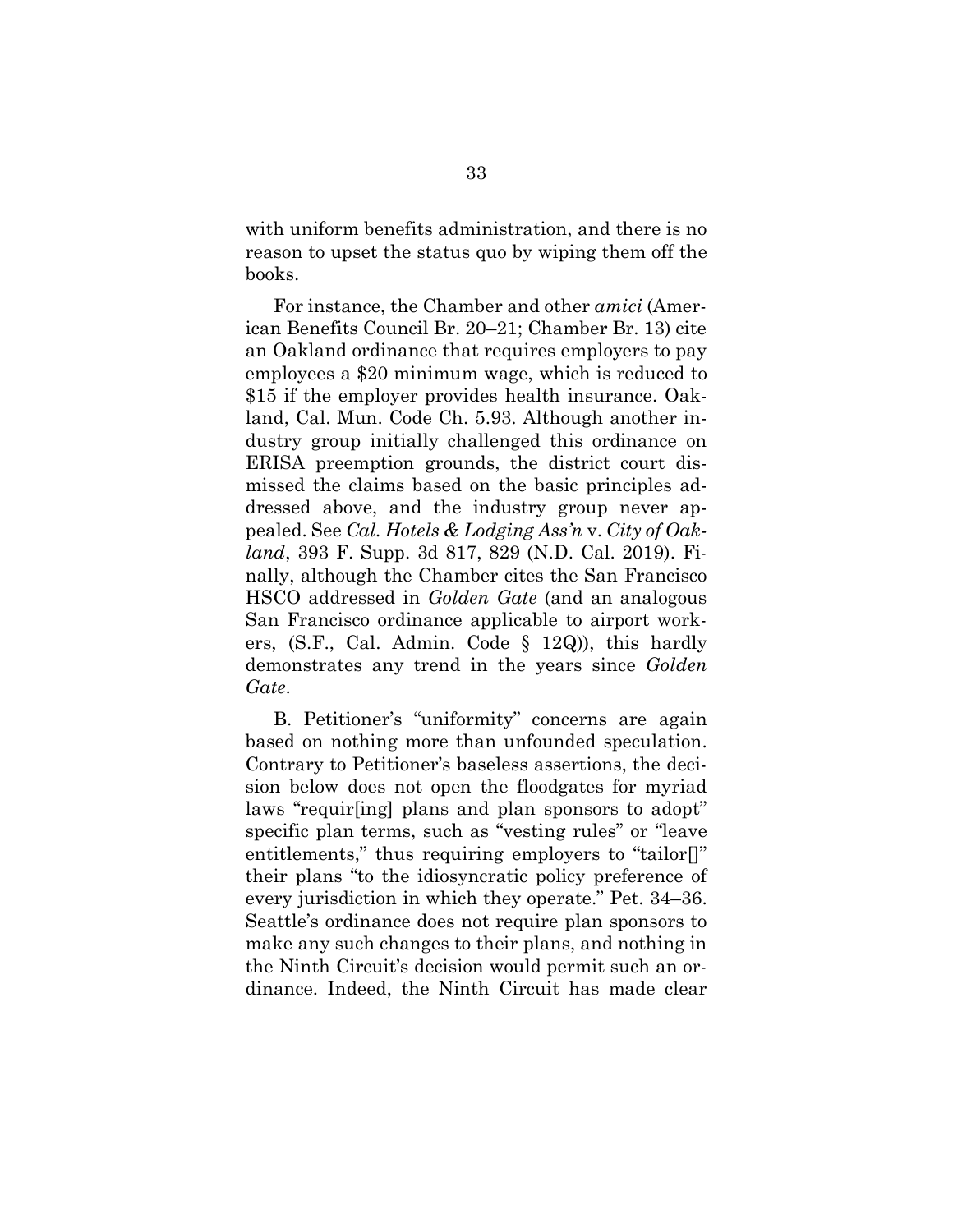with uniform benefits administration, and there is no reason to upset the status quo by wiping them off the books.

For instance, the Chamber and other *amici* (American Benefits Council Br. 20–21; Chamber Br. 13) cite an Oakland ordinance that requires employers to pay employees a $20 minimum wage, which is reduced to $15 if the employer provides health insurance. Oakland, Cal. Mun. Code Ch. 5.93. Although another industry group initially challenged this ordinance on ERISA preemption grounds, the district court dismissed the claims based on the basic principles addressed above, and the industry group never appealed. See *Cal. Hotels & Lodging Ass'n* v. *City of Oakland*, 393 F. Supp. 3d 817, 829 (N.D. Cal. 2019). Finally, although the Chamber cites the San Francisco HSCO addressed in *Golden Gate* (and an analogous San Francisco ordinance applicable to airport workers, (S.F., Cal. Admin. Code § 12Q)), this hardly demonstrates any trend in the years since *Golden Gate*.

B. Petitioner's "uniformity" concerns are again based on nothing more than unfounded speculation. Contrary to Petitioner's baseless assertions, the decision below does not open the floodgates for myriad laws "requir[ing] plans and plan sponsors to adopt" specific plan terms, such as "vesting rules" or "leave entitlements," thus requiring employers to "tailor[]" their plans "to the idiosyncratic policy preference of every jurisdiction in which they operate." Pet. 34–36. Seattle's ordinance does not require plan sponsors to make any such changes to their plans, and nothing in the Ninth Circuit's decision would permit such an ordinance. Indeed, the Ninth Circuit has made clear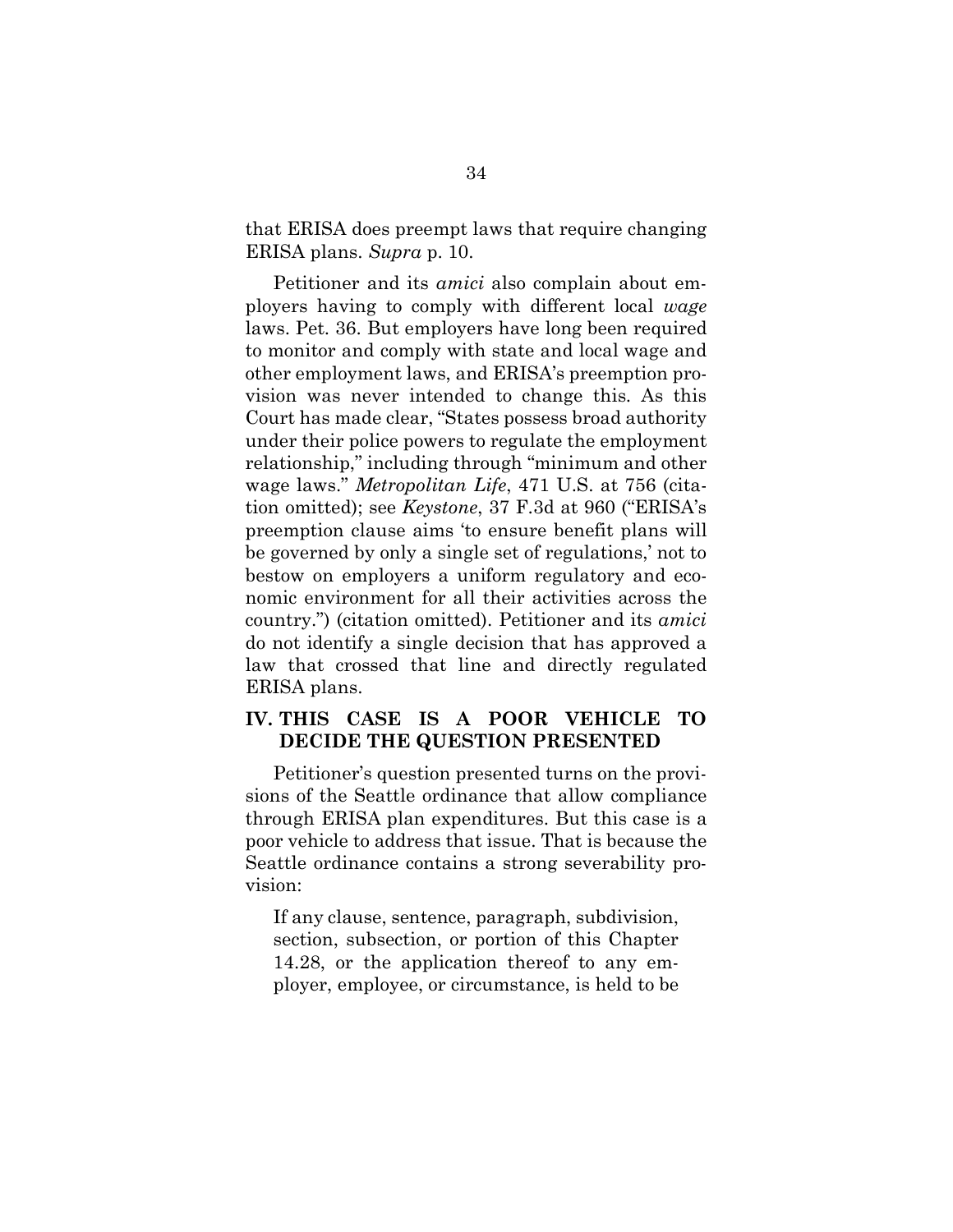that ERISA does preempt laws that require changing ERISA plans. *Supra* p. 10.

Petitioner and its *amici* also complain about employers having to comply with different local *wage* laws. Pet. 36. But employers have long been required to monitor and comply with state and local wage and other employment laws, and ERISA's preemption provision was never intended to change this. As this Court has made clear, "States possess broad authority under their police powers to regulate the employment relationship," including through "minimum and other wage laws." *Metropolitan Life*, 471 U.S. at 756 (citation omitted); see *Keystone*, 37 F.3d at 960 ("ERISA's preemption clause aims 'to ensure benefit plans will be governed by only a single set of regulations,' not to bestow on employers a uniform regulatory and economic environment for all their activities across the country.") (citation omitted). Petitioner and its *amici* do not identify a single decision that has approved a law that crossed that line and directly regulated ERISA plans.

## IV. THIS CASE IS A POOR VEHICLE TO DECIDE THE QUESTION PRESENTED

Petitioner's question presented turns on the provisions of the Seattle ordinance that allow compliance through ERISA plan expenditures. But this case is a poor vehicle to address that issue. That is because the Seattle ordinance contains a strong severability provision:

> If any clause, sentence, paragraph, subdivision, section, subsection, or portion of this Chapter 14.28, or the application thereof to any employer, employee, or circumstance, is held to be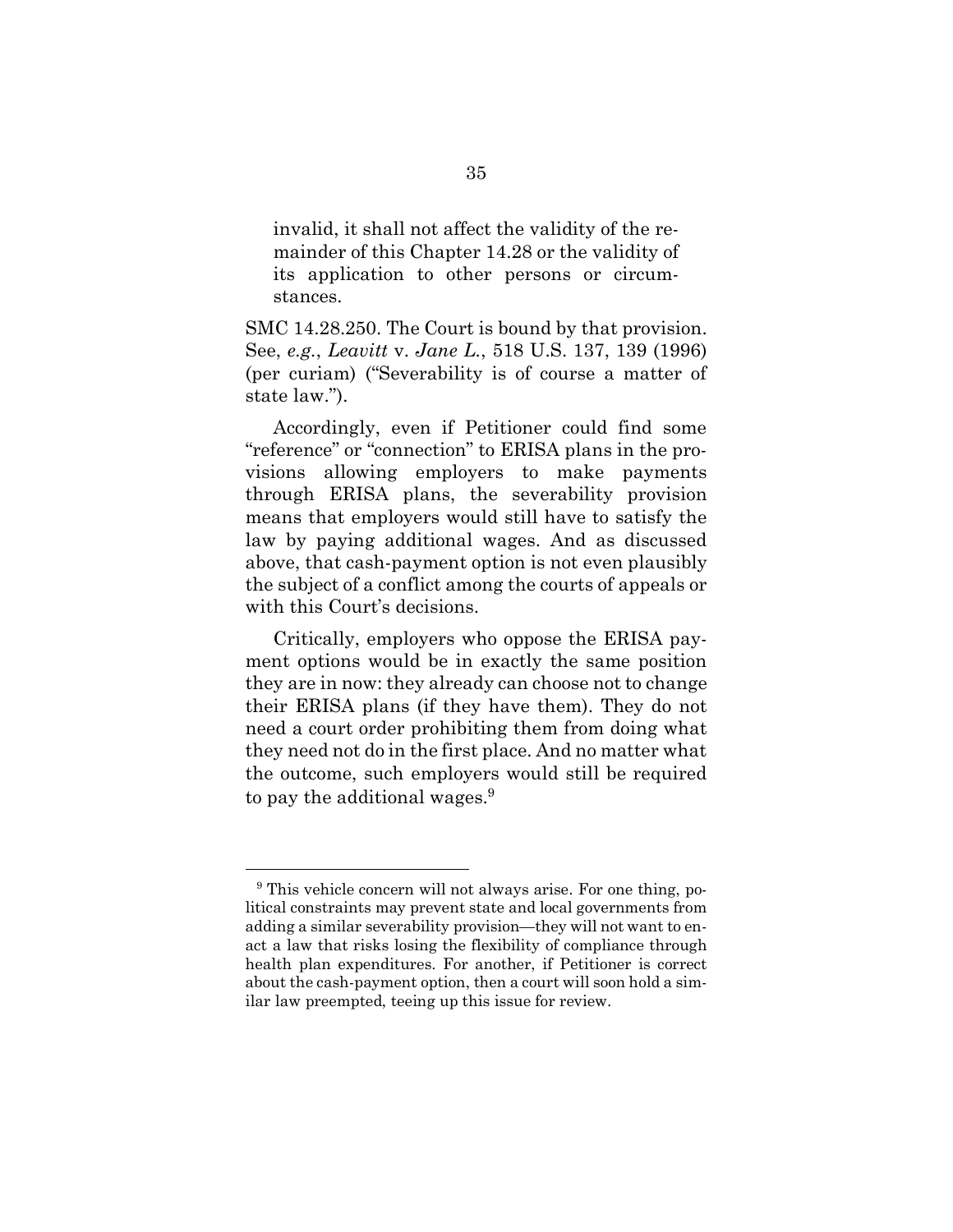> invalid, it shall not affect the validity of the remainder of this Chapter 14.28 or the validity of its application to other persons or circumstances.

SMC 14.28.250. The Court is bound by that provision. See, *e.g.*, *Leavitt* v. *Jane L.*, 518 U.S. 137, 139 (1996) (per curiam) ("Severability is of course a matter of state law.").

Accordingly, even if Petitioner could find some "reference" or "connection" to ERISA plans in the provisions allowing employers to make payments through ERISA plans, the severability provision means that employers would still have to satisfy the law by paying additional wages. And as discussed above, that cash-payment option is not even plausibly the subject of a conflict among the courts of appeals or with this Court's decisions.

Critically, employers who oppose the ERISA payment options would be in exactly the same position they are in now: they already can choose not to change their ERISA plans (if they have them). They do not need a court order prohibiting them from doing what they need not do in the first place. And no matter what the outcome, such employers would still be required to pay the additional wages.[9]

---

[9] This vehicle concern will not always arise. For one thing, political constraints may prevent state and local governments from adding a similar severability provision—they will not want to enact a law that risks losing the flexibility of compliance through health plan expenditures. For another, if Petitioner is correct about the cash-payment option, then a court will soon hold a similar law preempted, teeing up this issue for review.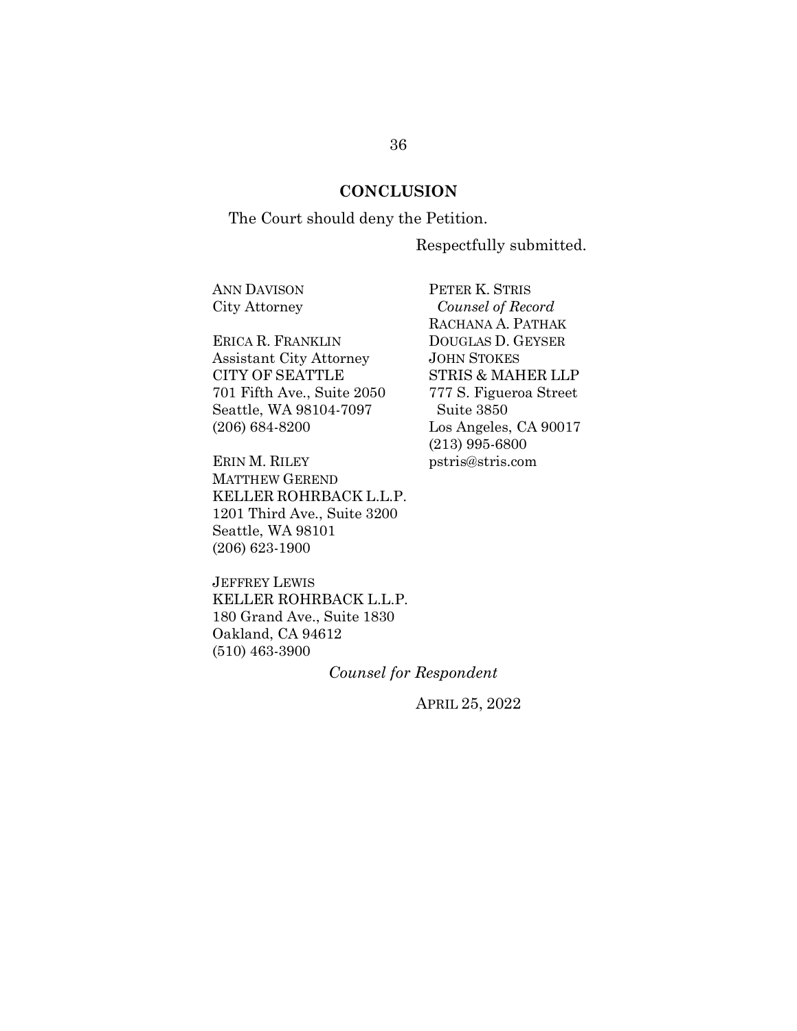## CONCLUSION

The Court should deny the Petition.

Respectfully submitted.

ANN DAVISON
City Attorney

ERICA R. FRANKLIN
Assistant City Attorney
CITY OF SEATTLE
701 Fifth Ave., Suite 2050
Seattle, WA 98104-7097
(206) 684-8200

ERIN M. RILEY
MATTHEW GEREND
KELLER ROHRBACK L.L.P.
1201 Third Ave., Suite 3200
Seattle, WA 98101
(206) 623-1900

JEFFREY LEWIS
KELLER ROHRBACK L.L.P.
180 Grand Ave., Suite 1830
Oakland, CA 94612
(510) 463-3900

PETER K. STRIS
*Counsel of Record*
RACHANA A. PATHAK
DOUGLAS D. GEYSER
JOHN STOKES
STRIS & MAHER LLP
777 S. Figueroa Street
Suite 3850
Los Angeles, CA 90017
(213) 995-6800
pstris@stris.com

*Counsel for Respondent*

APRIL 25, 2022